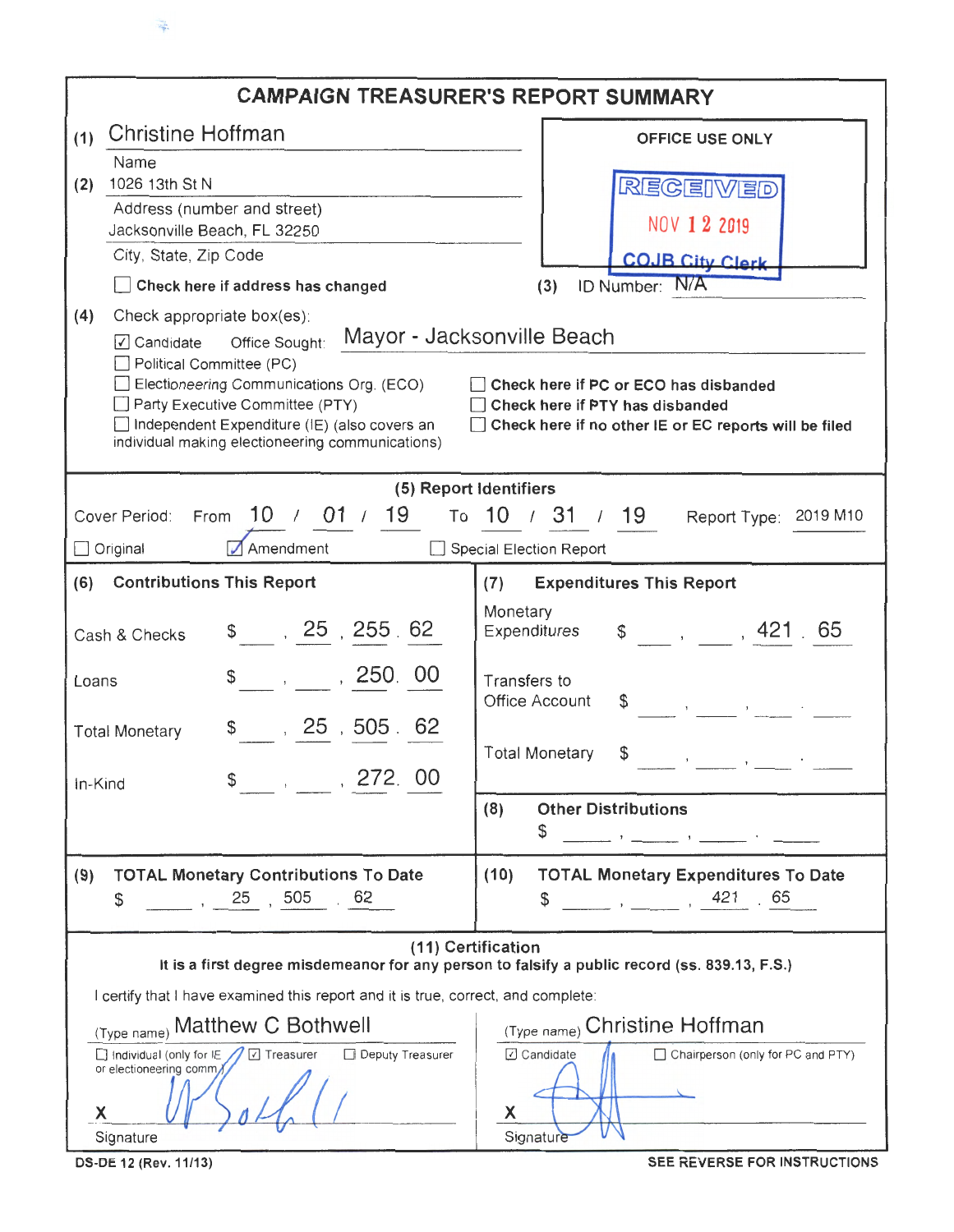# CAMPAIGN TREASURER'S REPORT SUMMARY

(1) Christine Hoffman
Name

(2) 1026 13th St N
Address (number and street)
Jacksonville Beach, FL 32250
City, State, Zip Code

☐ **Check here if address has changed**

OFFICE USE ONLY
RECEIVED
NOV 12 2019
COJB City Clerk

(3) ID Number: N/A

(4) Check appropriate box(es):

☑ Candidate Office Sought: Mayor - Jacksonville Beach
☐ Political Committee (PC)
☐ Electioneering Communications Org. (ECO)
☐ Party Executive Committee (PTY)
☐ Independent Expenditure (IE) (also covers an individual making electioneering communications)

☐ **Check here if PC or ECO has disbanded**
☐ **Check here if PTY has disbanded**
☐ **Check here if no other IE or EC reports will be filed**

**(5) Report Identifiers**

Cover Period: From 10 / 01 / 19 To 10 / 31 / 19 Report Type: 2019 M10

☐ Original ☑ Amendment ☐ Special Election Report

| **(6) Contributions This Report** | | **(7) Expenditures This Report** | |
|---|---|---|---|
| Cash & Checks | $ 25,255.62 | Monetary Expenditures | $ 421.65 |
| Loans | $ 250.00 | Transfers to Office Account | $ |
| Total Monetary | $ 25,505.62 | Total Monetary | $ |
| In-Kind | $ 272.00 | **(8) Other Distributions** | $ |

| **(9) TOTAL Monetary Contributions To Date** | **(10) TOTAL Monetary Expenditures To Date** |
|---|---|
| $ 25,505.62 | $ 421.65 |

**(11) Certification**

**It is a first degree misdemeanor for any person to falsify a public record (ss. 839.13, F.S.)**

I certify that I have examined this report and it is true, correct, and complete:

(Type name) Matthew C Bothwell
☐ Individual (only for IE or electioneering comm.) ☑ Treasurer ☐ Deputy Treasurer
X [signature]
Signature

(Type name) Christine Hoffman
☑ Candidate ☐ Chairperson (only for PC and PTY)
X [signature]
Signature

DS-DE 12 (Rev. 11/13) SEE REVERSE FOR INSTRUCTIONS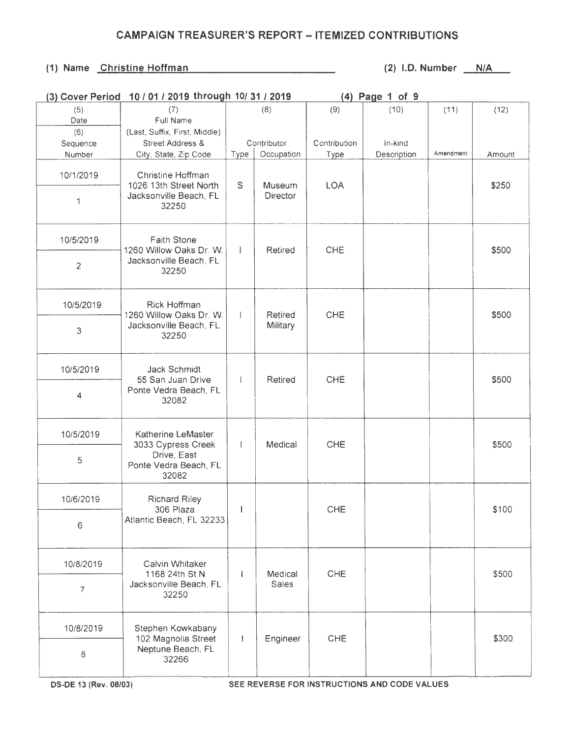# CAMPAIGN TREASURER'S REPORT – ITEMIZED CONTRIBUTIONS

**(1) Name** Christine Hoffman **(2) I.D. Number** N/A

**(3) Cover Period** 10 / 01 / 2019 through 10/ 31 / 2019 **(4) Page** 1 of 9

| (5) Date / (6) Sequence Number | (7) Full Name (Last, Suffix, First, Middle) Street Address & City, State, Zip Code | (8) Contributor Type | (8) Contributor Occupation | (9) Contribution Type | (10) In-kind Description | (11) Amendment | (12) Amount |
|---|---|---|---|---|---|---|---|
| 10/1/2019 / 1 | Christine Hoffman 1026 13th Street North Jacksonville Beach, FL 32250 | S | Museum Director | LOA | | | $250 |
| 10/5/2019 / 2 | Faith Stone 1260 Willow Oaks Dr. W. Jacksonville Beach, FL 32250 | I | Retired | CHE | | | $500 |
| 10/5/2019 / 3 | Rick Hoffman 1260 Willow Oaks Dr. W. Jacksonville Beach, FL 32250 | I | Retired Military | CHE | | | $500 |
| 10/5/2019 / 4 | Jack Schmidt 55 San Juan Drive Ponte Vedra Beach, FL 32082 | I | Retired | CHE | | | $500 |
| 10/5/2019 / 5 | Katherine LeMaster 3033 Cypress Creek Drive, East Ponte Vedra Beach, FL 32082 | I | Medical | CHE | | | $500 |
| 10/6/2019 / 6 | Richard Riley 306 Plaza Atlantic Beach, FL 32233 | I | | CHE | | | $100 |
| 10/8/2019 / 7 | Calvin Whitaker 1168 24th St N Jacksonville Beach, FL 32250 | I | Medical Sales | CHE | | | $500 |
| 10/8/2019 / 8 | Stephen Kowkabany 102 Magnolia Street Neptune Beach, FL 32266 | I | Engineer | CHE | | | $300 |

DS-DE 13 (Rev. 08/03) SEE REVERSE FOR INSTRUCTIONS AND CODE VALUES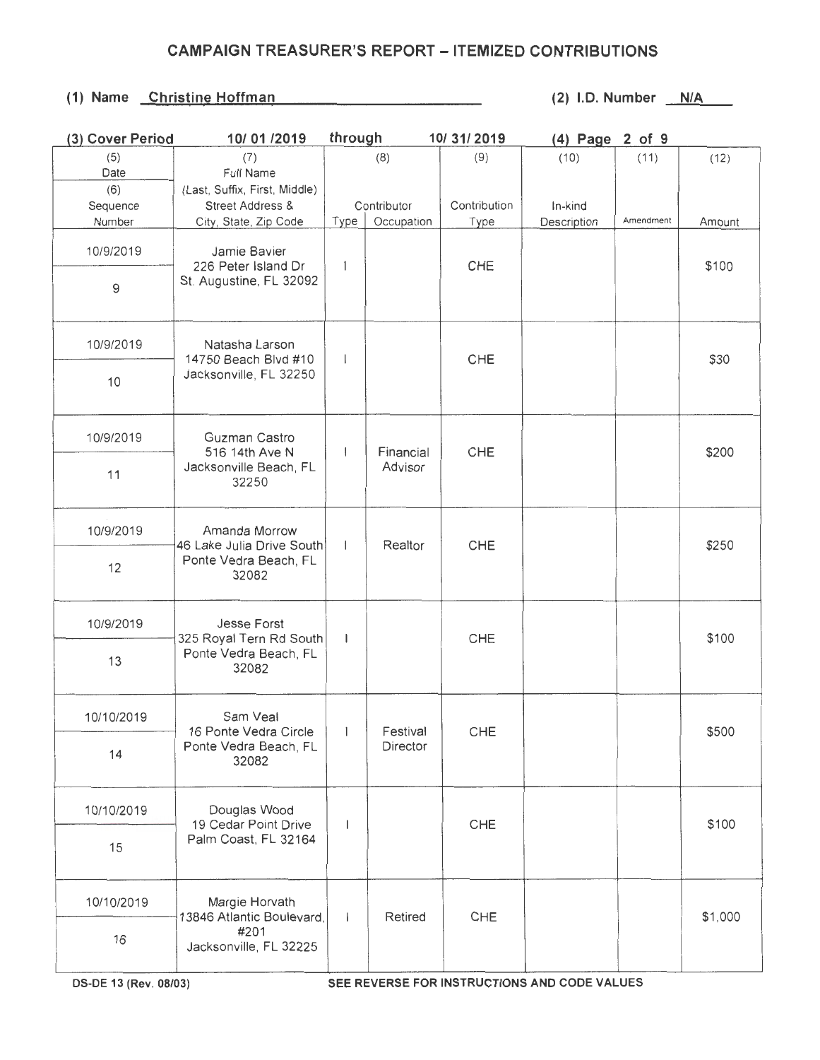## CAMPAIGN TREASURER'S REPORT – ITEMIZED CONTRIBUTIONS

**(1) Name** Christine Hoffman **(2) I.D. Number** N/A

**(3) Cover Period** 10/ 01 /2019 *through* 10/ 31/ 2019 **(4) Page** 2 of 9

| (5) Date / (6) Sequence Number | (7) Full Name (Last, Suffix, First, Middle) Street Address & City, State, Zip Code | (8) Contributor Type | (8) Contributor Occupation | (9) Contribution Type | (10) In-kind Description | (11) Amendment | (12) Amount |
|---|---|---|---|---|---|---|---|
| 10/9/2019 / 9 | Jamie Bavier 226 Peter Island Dr St. Augustine, FL 32092 | I | | CHE | | | $100 |
| 10/9/2019 / 10 | Natasha Larson 14750 Beach Blvd #10 Jacksonville, FL 32250 | I | | CHE | | | $30 |
| 10/9/2019 / 11 | Guzman Castro 516 14th Ave N Jacksonville Beach, FL 32250 | I | Financial Advisor | CHE | | | $200 |
| 10/9/2019 / 12 | Amanda Morrow 46 Lake Julia Drive South Ponte Vedra Beach, FL 32082 | I | Realtor | CHE | | | $250 |
| 10/9/2019 / 13 | Jesse Forst 325 Royal Tern Rd South Ponte Vedra Beach, FL 32082 | I | | CHE | | | $100 |
| 10/10/2019 / 14 | Sam Veal 16 Ponte Vedra Circle Ponte Vedra Beach, FL 32082 | I | Festival Director | CHE | | | $500 |
| 10/10/2019 / 15 | Douglas Wood 19 Cedar Point Drive Palm Coast, FL 32164 | I | | CHE | | | $100 |
| 10/10/2019 / 16 | Margie Horvath 13846 Atlantic Boulevard, #201 Jacksonville, FL 32225 | I | Retired | CHE | | | $1,000 |

DS-DE 13 (Rev. 08/03) SEE REVERSE FOR INSTRUCTIONS AND CODE VALUES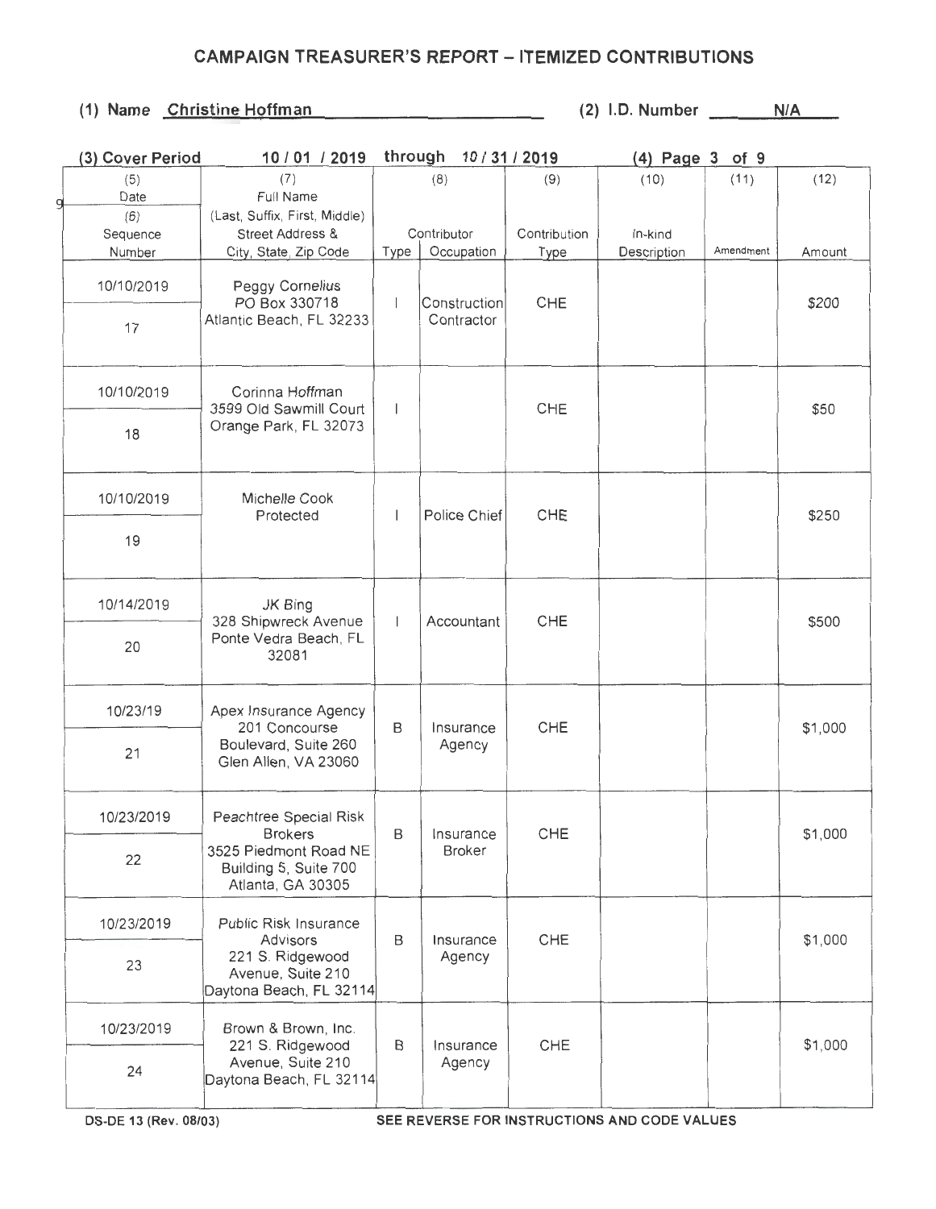# CAMPAIGN TREASURER'S REPORT – ITEMIZED CONTRIBUTIONS

**(1) Name** Christine Hoffman **(2) I.D. Number** N/A

**(3) Cover Period** 10 / 01 / 2019 **through** 10 / 31 / 2019 **(4) Page** 3 **of** 9

| (5) Date / (6) Sequence Number | (7) Full Name (Last, Suffix, First, Middle) Street Address & City, State, Zip Code | (8) Contributor Type | Occupation | (9) Contribution Type | (10) In-kind Description | (11) Amendment | (12) Amount |
|---|---|---|---|---|---|---|---|
| 10/10/2019 / 17 | Peggy Cornelius PO Box 330718 Atlantic Beach, FL 32233 | I | Construction Contractor | CHE | | | $200 |
| 10/10/2019 / 18 | Corinna Hoffman 3599 Old Sawmill Court Orange Park, FL 32073 | I | | CHE | | | $50 |
| 10/10/2019 / 19 | Michelle Cook Protected | I | Police Chief | CHE | | | $250 |
| 10/14/2019 / 20 | JK Bing 328 Shipwreck Avenue Ponte Vedra Beach, FL 32081 | I | Accountant | CHE | | | $500 |
| 10/23/19 / 21 | Apex Insurance Agency 201 Concourse Boulevard, Suite 260 Glen Allen, VA 23060 | B | Insurance Agency | CHE | | | $1,000 |
| 10/23/2019 / 22 | Peachtree Special Risk Brokers 3525 Piedmont Road NE Building 5, Suite 700 Atlanta, GA 30305 | B | Insurance Broker | CHE | | | $1,000 |
| 10/23/2019 / 23 | Public Risk Insurance Advisors 221 S. Ridgewood Avenue, Suite 210 Daytona Beach, FL 32114 | B | Insurance Agency | CHE | | | $1,000 |
| 10/23/2019 / 24 | Brown & Brown, Inc. 221 S. Ridgewood Avenue, Suite 210 Daytona Beach, FL 32114 | B | Insurance Agency | CHE | | | $1,000 |

DS-DE 13 (Rev. 08/03) SEE REVERSE FOR INSTRUCTIONS AND CODE VALUES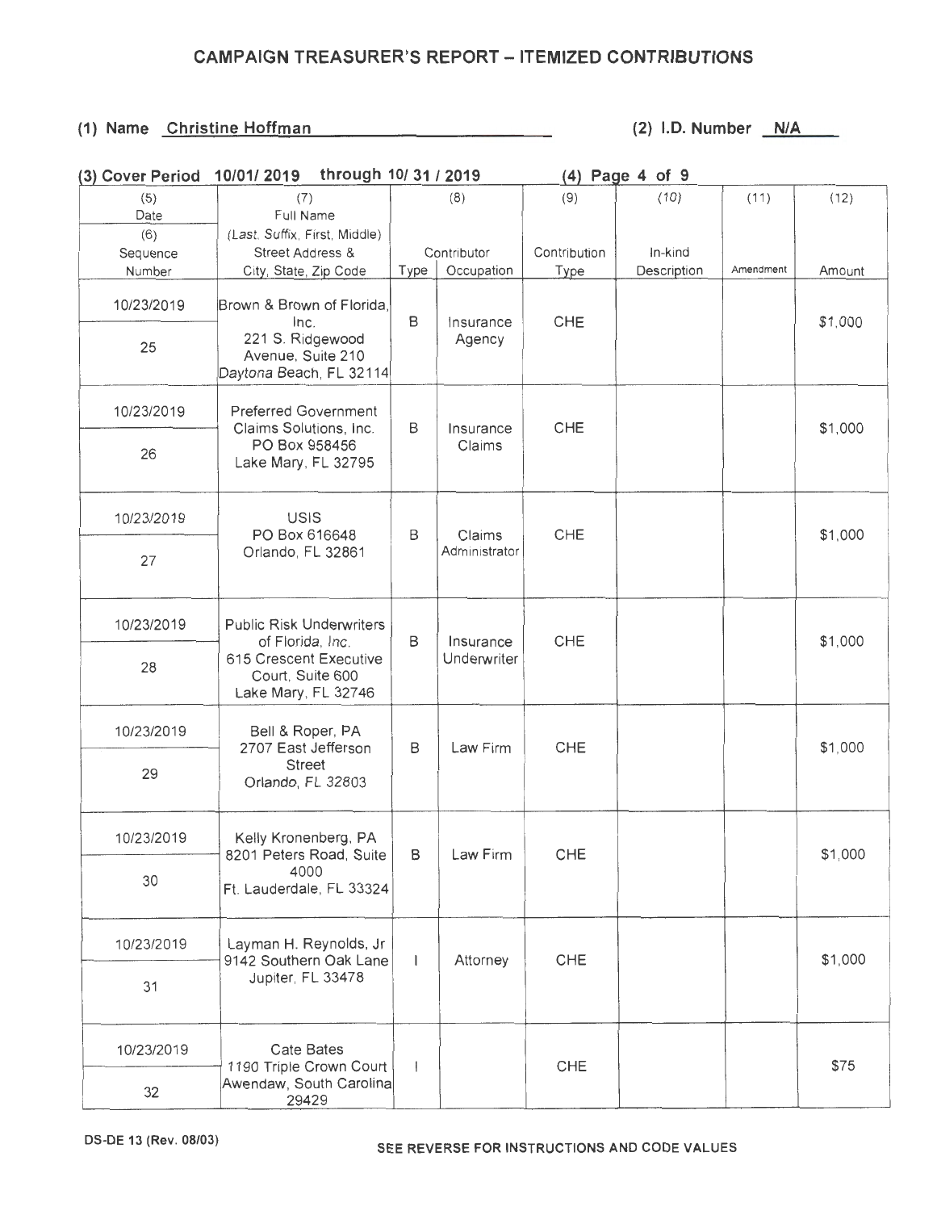# CAMPAIGN TREASURER'S REPORT – ITEMIZED CONTRIBUTIONS

**(1) Name** Christine Hoffman **(2) I.D. Number** N/A

**(3) Cover Period** 10/01/ 2019 through 10/ 31 / 2019 **(4) Page** 4 of 9

| (5) Date (6) Sequence Number | (7) Full Name (Last, Suffix, First, Middle) Street Address & City, State, Zip Code | (8) Contributor Type | Occupation | (9) Contribution Type | (10) In-kind Description | (11) Amendment | (12) Amount |
|---|---|---|---|---|---|---|---|
| 10/23/2019 25 | Brown & Brown of Florida, Inc. 221 S. Ridgewood Avenue, Suite 210 Daytona Beach, FL 32114 | B | Insurance Agency | CHE | | | $1,000 |
| 10/23/2019 26 | Preferred Government Claims Solutions, Inc. PO Box 958456 Lake Mary, FL 32795 | B | Insurance Claims | CHE | | | $1,000 |
| 10/23/2019 27 | USIS PO Box 616648 Orlando, FL 32861 | B | Claims Administrator | CHE | | | $1,000 |
| 10/23/2019 28 | Public Risk Underwriters of Florida, Inc. 615 Crescent Executive Court, Suite 600 Lake Mary, FL 32746 | B | Insurance Underwriter | CHE | | | $1,000 |
| 10/23/2019 29 | Bell & Roper, PA 2707 East Jefferson Street Orlando, FL 32803 | B | Law Firm | CHE | | | $1,000 |
| 10/23/2019 30 | Kelly Kronenberg, PA 8201 Peters Road, Suite 4000 Ft. Lauderdale, FL 33324 | B | Law Firm | CHE | | | $1,000 |
| 10/23/2019 31 | Layman H. Reynolds, Jr 9142 Southern Oak Lane Jupiter, FL 33478 | I | Attorney | CHE | | | $1,000 |
| 10/23/2019 32 | Cate Bates 1190 Triple Crown Court Awendaw, South Carolina 29429 | I | | CHE | | | $75 |

DS-DE 13 (Rev. 08/03)

SEE REVERSE FOR INSTRUCTIONS AND CODE VALUES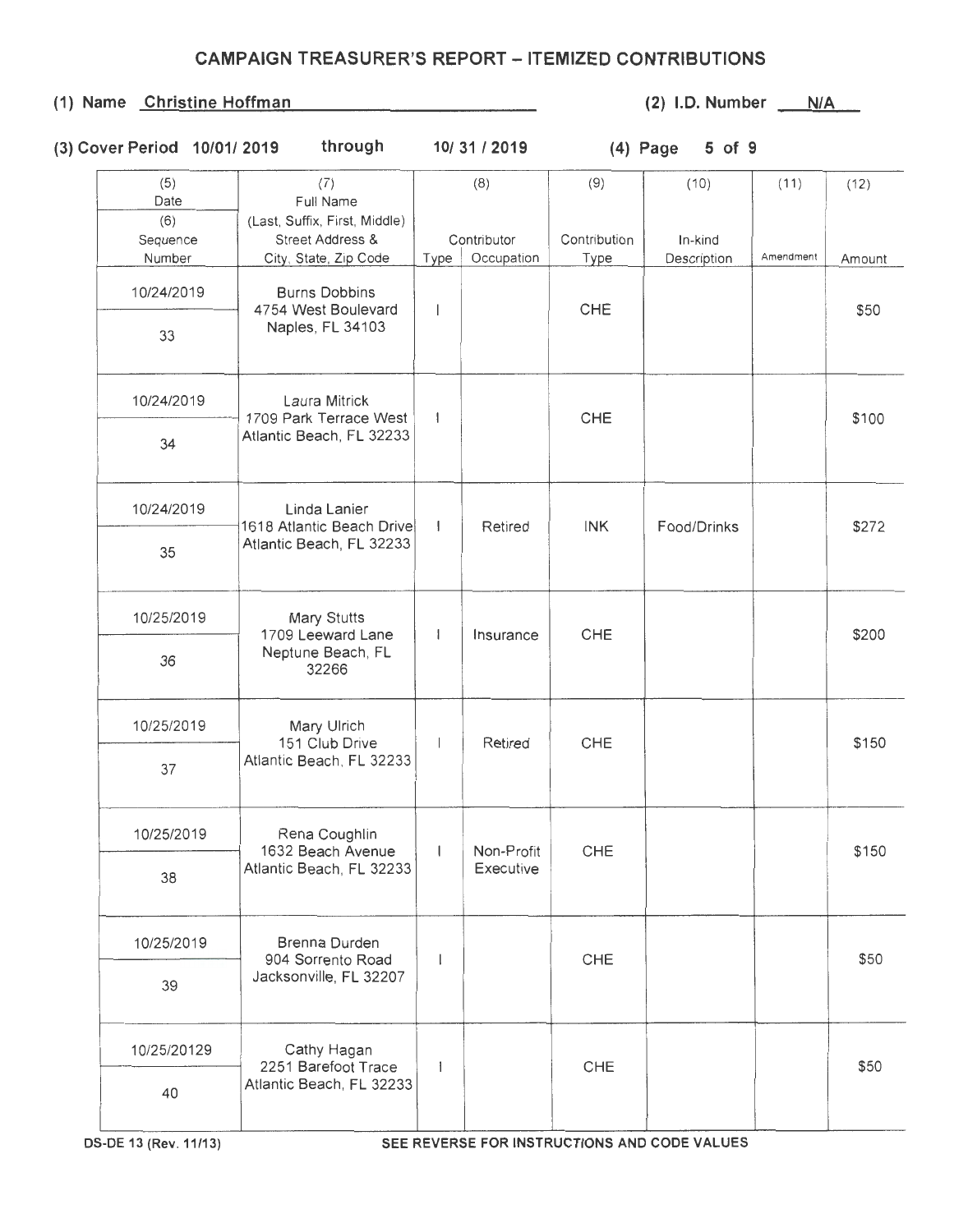# CAMPAIGN TREASURER'S REPORT – ITEMIZED CONTRIBUTIONS

**(1) Name** Christine Hoffman **(2) I.D. Number** N/A

**(3) Cover Period** 10/01/ 2019 through 10/ 31 / 2019 **(4) Page** 5 of 9

| (5) Date / (6) Sequence Number | (7) Full Name (Last, Suffix, First, Middle) Street Address & City, State, Zip Code | (8) Contributor Type | (8) Contributor Occupation | (9) Contribution Type | (10) In-kind Description | (11) Amendment | (12) Amount |
|---|---|---|---|---|---|---|---|
| 10/24/2019 / 33 | Burns Dobbins 4754 West Boulevard Naples, FL 34103 | I | | CHE | | | $50 |
| 10/24/2019 / 34 | Laura Mitrick 1709 Park Terrace West Atlantic Beach, FL 32233 | I | | CHE | | | $100 |
| 10/24/2019 / 35 | Linda Lanier 1618 Atlantic Beach Drive Atlantic Beach, FL 32233 | I | Retired | INK | Food/Drinks | | $272 |
| 10/25/2019 / 36 | Mary Stutts 1709 Leeward Lane Neptune Beach, FL 32266 | I | Insurance | CHE | | | $200 |
| 10/25/2019 / 37 | Mary Ulrich 151 Club Drive Atlantic Beach, FL 32233 | I | Retired | CHE | | | $150 |
| 10/25/2019 / 38 | Rena Coughlin 1632 Beach Avenue Atlantic Beach, FL 32233 | I | Non-Profit Executive | CHE | | | $150 |
| 10/25/2019 / 39 | Brenna Durden 904 Sorrento Road Jacksonville, FL 32207 | I | | CHE | | | $50 |
| 10/25/20129 / 40 | Cathy Hagan 2251 Barefoot Trace Atlantic Beach, FL 32233 | I | | CHE | | | $50 |

DS-DE 13 (Rev. 11/13) **SEE REVERSE FOR INSTRUCTIONS AND CODE VALUES**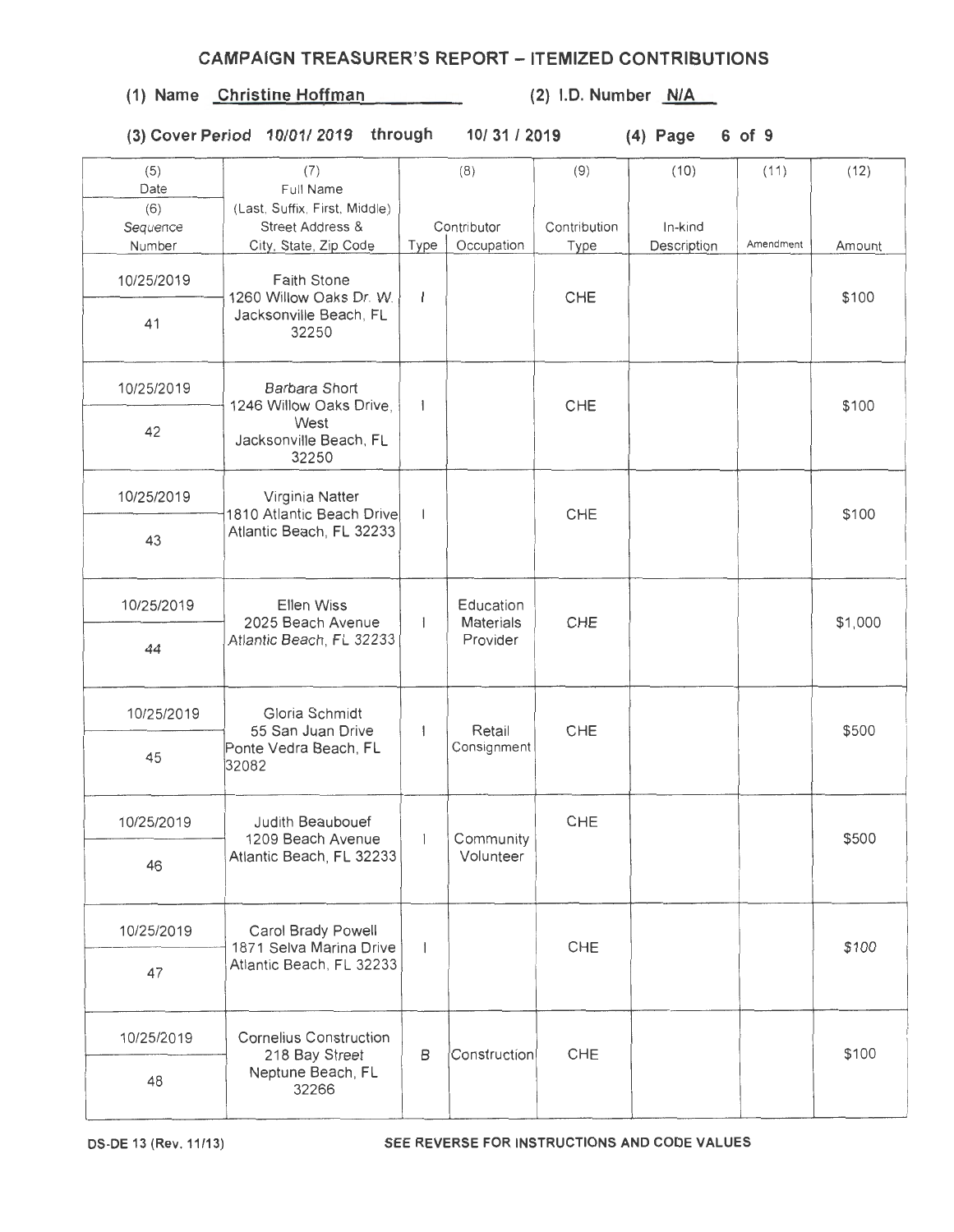## CAMPAIGN TREASURER'S REPORT – ITEMIZED CONTRIBUTIONS

**(1) Name** Christine Hoffman **(2) I.D. Number** N/A

**(3) Cover Period** 10/01/ 2019 **through** 10/ 31 / 2019 **(4) Page** 6 of 9

| (5) Date / (6) Sequence Number | (7) Full Name (Last, Suffix, First, Middle) Street Address & City, State, Zip Code | (8) Contributor Type | (8) Contributor Occupation | (9) Contribution Type | (10) In-kind Description | (11) Amendment | (12) Amount |
|---|---|---|---|---|---|---|---|
| 10/25/2019 / 41 | Faith Stone 1260 Willow Oaks Dr. W. Jacksonville Beach, FL 32250 | I | | CHE | | | $100 |
| 10/25/2019 / 42 | Barbara Short 1246 Willow Oaks Drive, West Jacksonville Beach, FL 32250 | I | | CHE | | | $100 |
| 10/25/2019 / 43 | Virginia Natter 1810 Atlantic Beach Drive Atlantic Beach, FL 32233 | I | | CHE | | | $100 |
| 10/25/2019 / 44 | Ellen Wiss 2025 Beach Avenue Atlantic Beach, FL 32233 | I | Education Materials Provider | CHE | | | $1,000 |
| 10/25/2019 / 45 | Gloria Schmidt 55 San Juan Drive Ponte Vedra Beach, FL 32082 | I | Retail Consignment | CHE | | | $500 |
| 10/25/2019 / 46 | Judith Beaubouef 1209 Beach Avenue Atlantic Beach, FL 32233 | I | Community Volunteer | CHE | | | $500 |
| 10/25/2019 / 47 | Carol Brady Powell 1871 Selva Marina Drive Atlantic Beach, FL 32233 | I | | CHE | | | $100 |
| 10/25/2019 / 48 | Cornelius Construction 218 Bay Street Neptune Beach, FL 32266 | B | Construction | CHE | | | $100 |

DS-DE 13 (Rev. 11/13) SEE REVERSE FOR INSTRUCTIONS AND CODE VALUES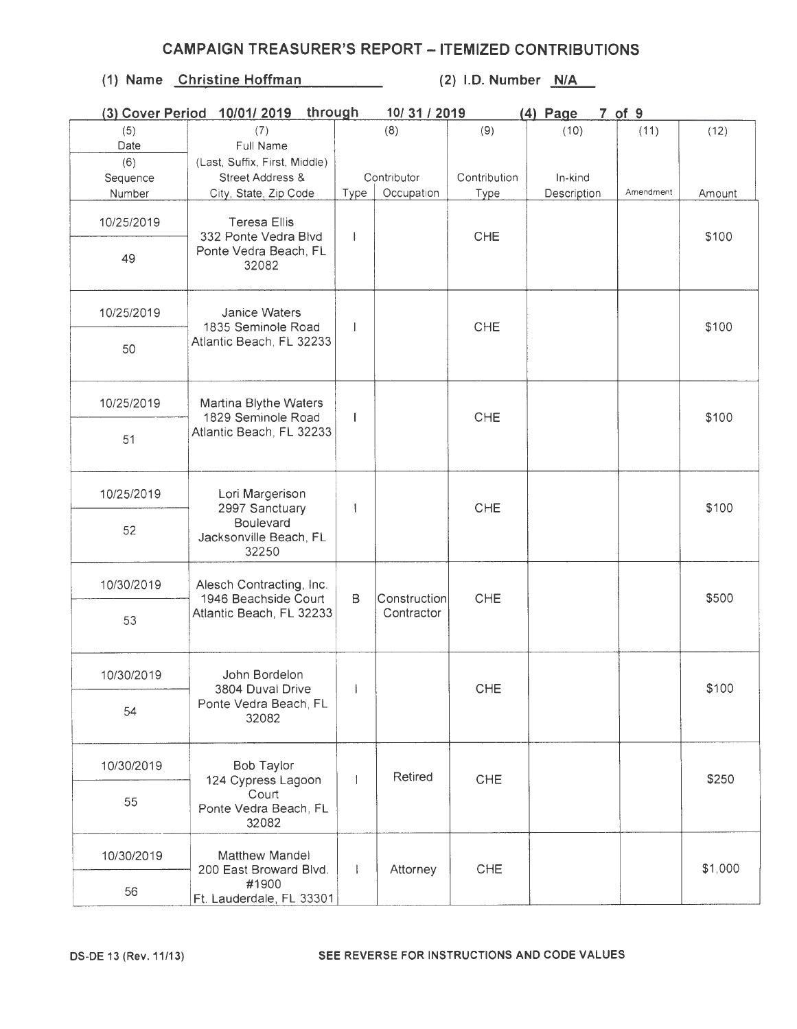# CAMPAIGN TREASURER'S REPORT – ITEMIZED CONTRIBUTIONS

**(1) Name** Christine Hoffman **(2) I.D. Number** N/A

**(3) Cover Period** 10/01/ 2019 **through** 10/ 31 / 2019 **(4) Page** 7 of 9

| (5) Date / (6) Sequence Number | (7) Full Name (Last, Suffix, First, Middle) Street Address & City, State, Zip Code | (8) Contributor Type | (8) Contributor Occupation | (9) Contribution Type | (10) In-kind Description | (11) Amendment | (12) Amount |
|---|---|---|---|---|---|---|---|
| 10/25/2019 / 49 | Teresa Ellis 332 Ponte Vedra Blvd Ponte Vedra Beach, FL 32082 | I | | CHE | | | $100 |
| 10/25/2019 / 50 | Janice Waters 1835 Seminole Road Atlantic Beach, FL 32233 | I | | CHE | | | $100 |
| 10/25/2019 / 51 | Martina Blythe Waters 1829 Seminole Road Atlantic Beach, FL 32233 | I | | CHE | | | $100 |
| 10/25/2019 / 52 | Lori Margerison 2997 Sanctuary Boulevard Jacksonville Beach, FL 32250 | I | | CHE | | | $100 |
| 10/30/2019 / 53 | Alesch Contracting, Inc. 1946 Beachside Court Atlantic Beach, FL 32233 | B | Construction Contractor | CHE | | | $500 |
| 10/30/2019 / 54 | John Bordelon 3804 Duval Drive Ponte Vedra Beach, FL 32082 | I | | CHE | | | $100 |
| 10/30/2019 / 55 | Bob Taylor 124 Cypress Lagoon Court Ponte Vedra Beach, FL 32082 | I | Retired | CHE | | | $250 |
| 10/30/2019 / 56 | Matthew Mandel 200 East Broward Blvd. #1900 Ft. Lauderdale, FL 33301 | I | Attorney | CHE | | | $1,000 |

DS-DE 13 (Rev. 11/13) SEE REVERSE FOR INSTRUCTIONS AND CODE VALUES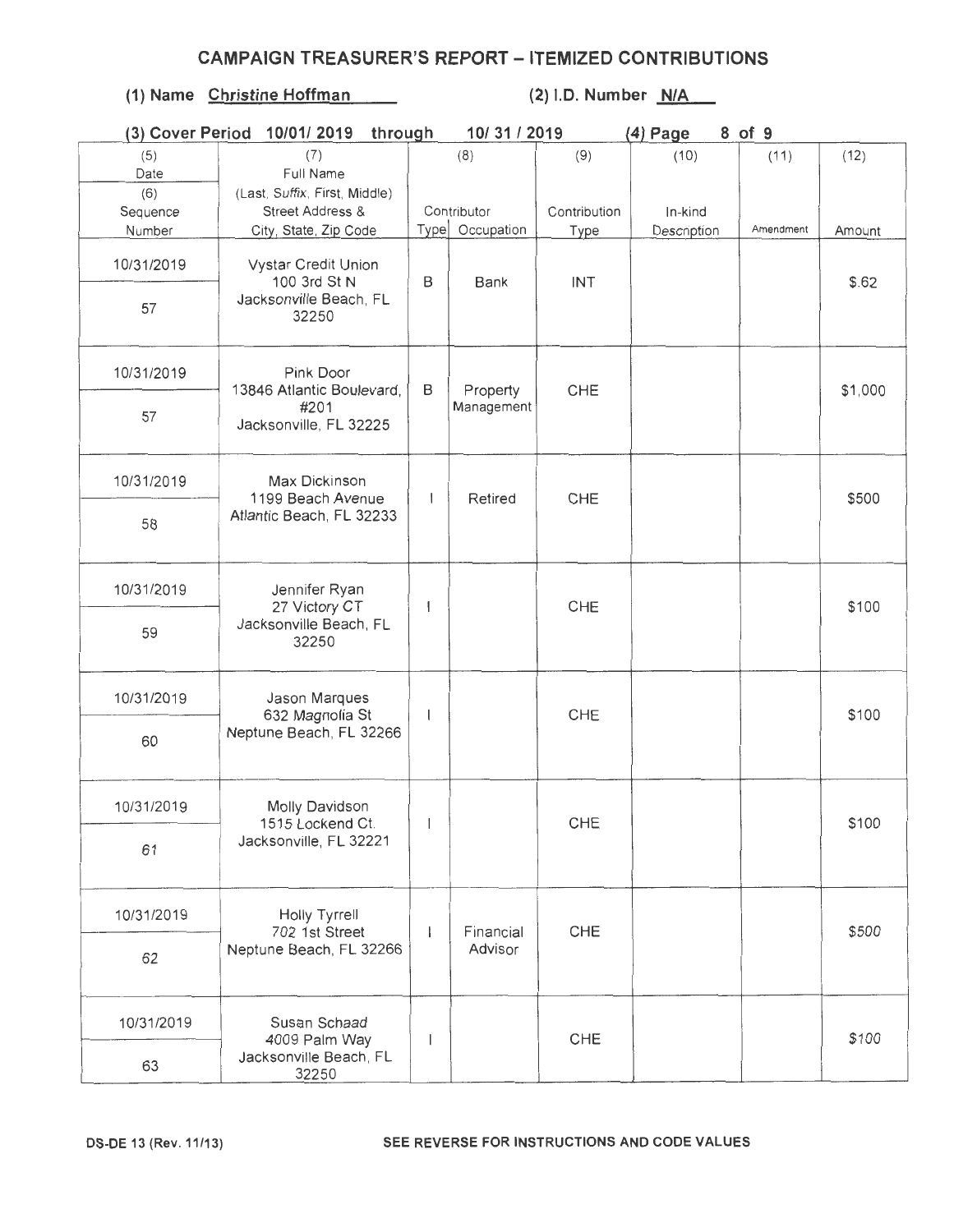# CAMPAIGN TREASURER'S REPORT – ITEMIZED CONTRIBUTIONS

**(1) Name** Christine Hoffman **(2) I.D. Number** N/A

**(3) Cover Period** 10/01/ 2019 **through** 10/ 31 / 2019 **(4) Page** 8 of 9

| (5) Date / (6) Sequence Number | (7) Full Name (Last, Suffix, First, Middle) Street Address & City, State, Zip Code | (8) Contributor Type | Occupation | (9) Contribution Type | (10) In-kind Description | (11) Amendment | (12) Amount |
|---|---|---|---|---|---|---|---|
| 10/31/2019 / 57 | Vystar Credit Union 100 3rd St N Jacksonville Beach, FL 32250 | B | Bank | INT | | | $.62 |
| 10/31/2019 / 57 | Pink Door 13846 Atlantic Boulevard, #201 Jacksonville, FL 32225 | B | Property Management | CHE | | | $1,000 |
| 10/31/2019 / 58 | Max Dickinson 1199 Beach Avenue Atlantic Beach, FL 32233 | I | Retired | CHE | | | $500 |
| 10/31/2019 / 59 | Jennifer Ryan 27 Victory CT Jacksonville Beach, FL 32250 | I | | CHE | | | $100 |
| 10/31/2019 / 60 | Jason Marques 632 Magnolia St Neptune Beach, FL 32266 | I | | CHE | | | $100 |
| 10/31/2019 / 61 | Molly Davidson 1515 Lockend Ct. Jacksonville, FL 32221 | I | | CHE | | | $100 |
| 10/31/2019 / 62 | Holly Tyrrell 702 1st Street Neptune Beach, FL 32266 | I | Financial Advisor | CHE | | | $500 |
| 10/31/2019 / 63 | Susan Schaad 4009 Palm Way Jacksonville Beach, FL 32250 | I | | CHE | | | $100 |

DS-DE 13 (Rev. 11/13) SEE REVERSE FOR INSTRUCTIONS AND CODE VALUES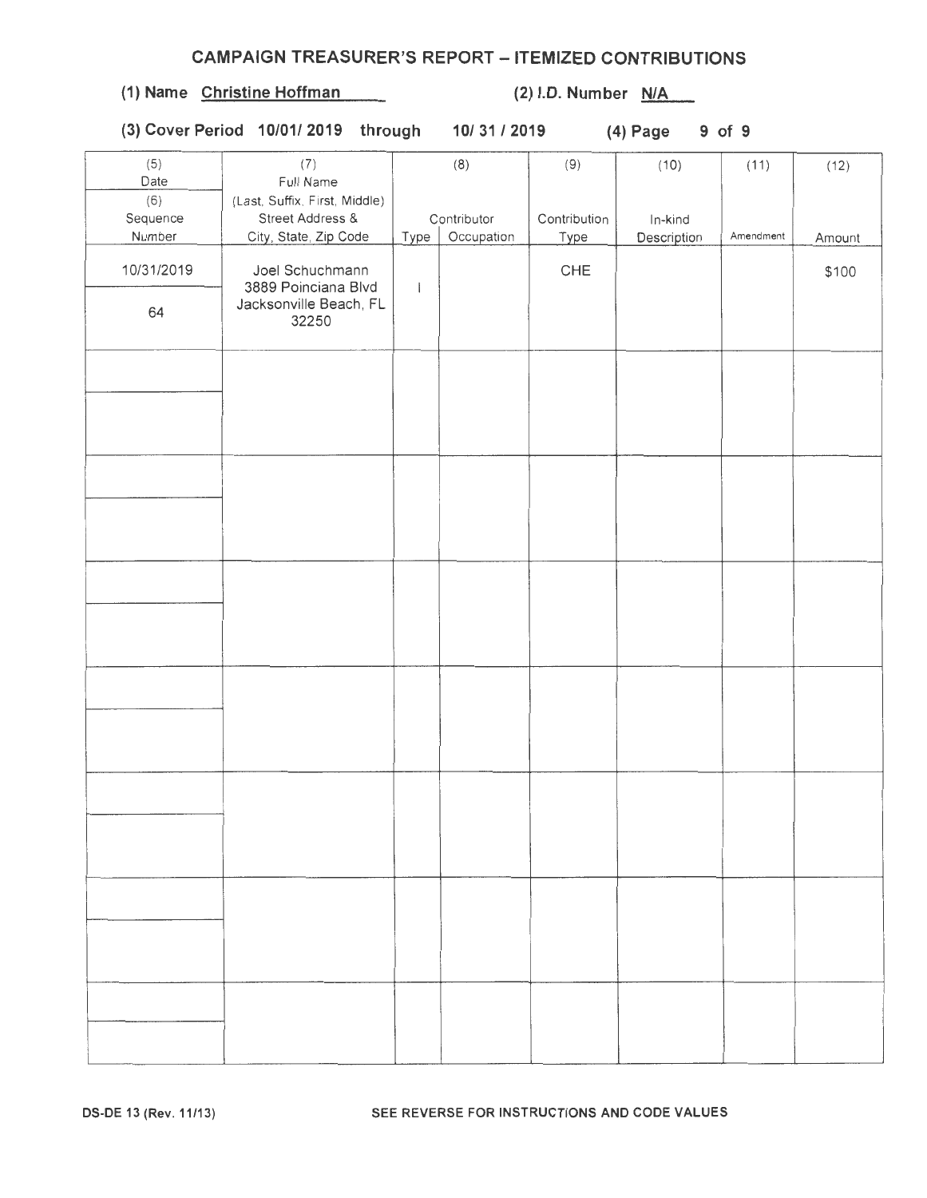# CAMPAIGN TREASURER'S REPORT – ITEMIZED CONTRIBUTIONS

**(1) Name** Christine Hoffman **(2) I.D. Number** N/A

**(3) Cover Period** 10/01/ 2019 **through** 10/ 31 / 2019 **(4) Page** 9 of 9

| (5) Date / (6) Sequence Number | (7) Full Name (Last, Suffix, First, Middle) Street Address & City, State, Zip Code | (8) Contributor Type | (8) Contributor Occupation | (9) Contribution Type | (10) In-kind Description | (11) Amendment | (12) Amount |
|---|---|---|---|---|---|---|---|
| 10/31/2019 / 64 | Joel Schuchmann 3889 Poinciana Blvd Jacksonville Beach, FL 32250 | I | | CHE | | | $100 |
| | | | | | | | |
| | | | | | | | |
| | | | | | | | |
| | | | | | | | |
| | | | | | | | |
| | | | | | | | |
| | | | | | | | |

DS-DE 13 (Rev. 11/13) SEE REVERSE FOR INSTRUCTIONS AND CODE VALUES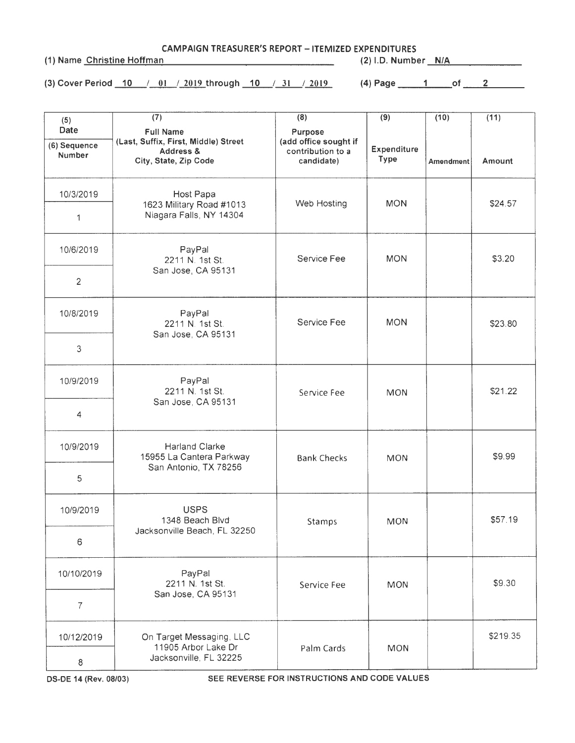# CAMPAIGN TREASURER'S REPORT – ITEMIZED EXPENDITURES

(1) Name Christine Hoffman (2) I.D. Number N/A

(3) Cover Period 10 / 01 / 2019 through 10 / 31 / 2019 (4) Page 1 of 2

| (5) Date / (6) Sequence Number | (7) Full Name (Last, Suffix, First, Middle) Street Address & City, State, Zip Code | (8) Purpose (add office sought if contribution to a candidate) | (9) Expenditure Type | (10) Amendment | (11) Amount |
|---|---|---|---|---|---|
| 10/3/2019<br>1 | Host Papa<br>1623 Military Road #1013<br>Niagara Falls, NY 14304 | Web Hosting | MON | | $24.57 |
| 10/6/2019<br>2 | PayPal<br>2211 N. 1st St.<br>San Jose, CA 95131 | Service Fee | MON | | $3.20 |
| 10/8/2019<br>3 | PayPal<br>2211 N. 1st St.<br>San Jose, CA 95131 | Service Fee | MON | | $23.80 |
| 10/9/2019<br>4 | PayPal<br>2211 N. 1st St.<br>San Jose, CA 95131 | Service Fee | MON | | $21.22 |
| 10/9/2019<br>5 | Harland Clarke<br>15955 La Cantera Parkway<br>San Antonio, TX 78256 | Bank Checks | MON | | $9.99 |
| 10/9/2019<br>6 | USPS<br>1348 Beach Blvd<br>Jacksonville Beach, FL 32250 | Stamps | MON | | $57.19 |
| 10/10/2019<br>7 | PayPal<br>2211 N. 1st St.<br>San Jose, CA 95131 | Service Fee | MON | | $9.30 |
| 10/12/2019<br>8 | On Target Messaging, LLC<br>11905 Arbor Lake Dr<br>Jacksonville, FL 32225 | Palm Cards | MON | | $219.35 |

DS-DE 14 (Rev. 08/03) SEE REVERSE FOR INSTRUCTIONS AND CODE VALUES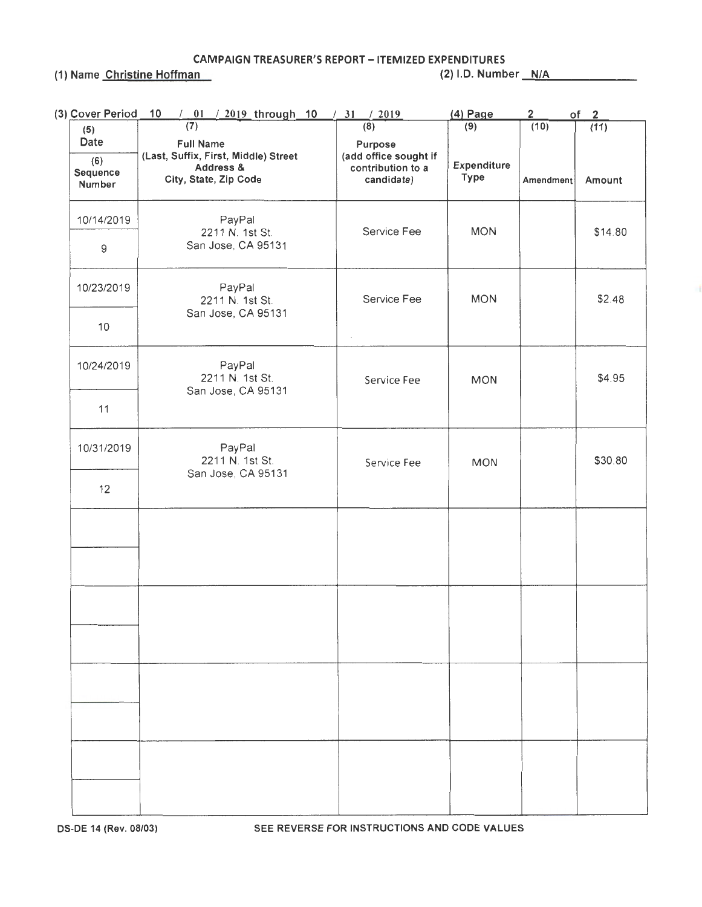**CAMPAIGN TREASURER'S REPORT – ITEMIZED EXPENDITURES**

**(1) Name** Christine Hoffman **(2) I.D. Number** N/A

**(3) Cover Period** 10 / 01 / 2019 through 10 / 31 / 2019 **(4) Page** 2 of 2

| (5) Date / (6) Sequence Number | (7) Full Name (Last, Suffix, First, Middle) Street Address & City, State, Zip Code | (8) Purpose (add office sought if contribution to a candidate) | (9) Expenditure Type | (10) Amendment | (11) Amount |
|---|---|---|---|---|---|
| 10/14/2019<br>9 | PayPal<br>2211 N. 1st St.<br>San Jose, CA 95131 | Service Fee | MON | | $14.80 |
| 10/23/2019<br>10 | PayPal<br>2211 N. 1st St.<br>San Jose, CA 95131 | Service Fee | MON | | $2.48 |
| 10/24/2019<br>11 | PayPal<br>2211 N. 1st St.<br>San Jose, CA 95131 | Service Fee | MON | | $4.95 |
| 10/31/2019<br>12 | PayPal<br>2211 N. 1st St.<br>San Jose, CA 95131 | Service Fee | MON | | $30.80 |
| | | | | | |
| | | | | | |
| | | | | | |
| | | | | | |

DS-DE 14 (Rev. 08/03) SEE REVERSE FOR INSTRUCTIONS AND CODE VALUES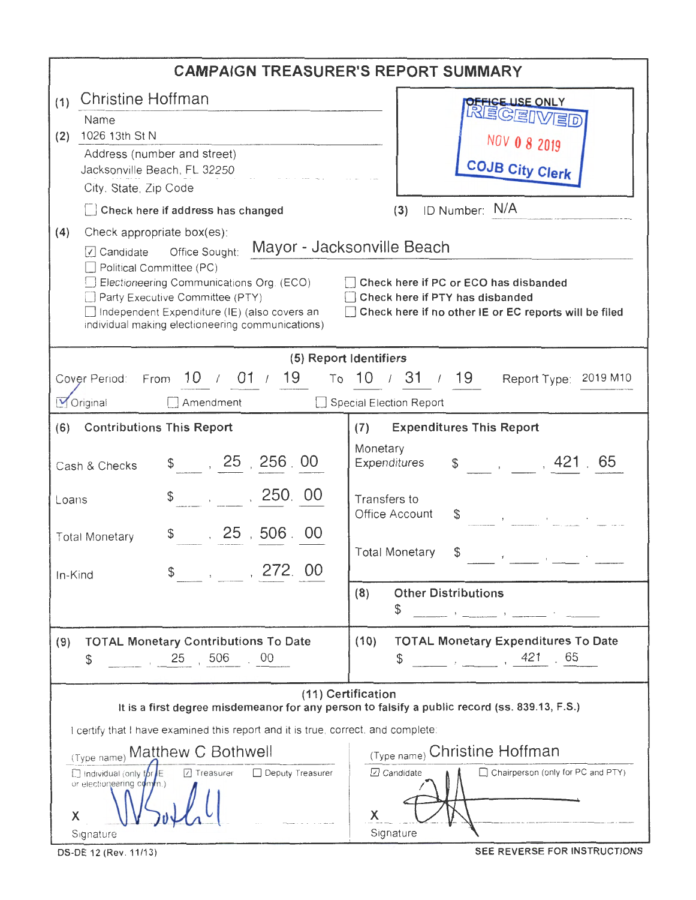# CAMPAIGN TREASURER'S REPORT SUMMARY

(1) Christine Hoffman
Name

(2) 1026 13th St N
Address (number and street)

Jacksonville Beach, FL 32250
City, State, Zip Code

☐ Check here if address has changed

**OFFICE USE ONLY**
RECEIVED
NOV 08 2019
COJB City Clerk

(3) ID Number: N/A

(4) Check appropriate box(es):

- ☑ Candidate  Office Sought: Mayor - Jacksonville Beach
- ☐ Political Committee (PC)
- ☐ Electioneering Communications Org. (ECO)
- ☐ Party Executive Committee (PTY)
- ☐ Independent Expenditure (IE) (also covers an individual making electioneering communications)

- ☐ Check here if PC or ECO has disbanded
- ☐ Check here if PTY has disbanded
- ☐ Check here if no other IE or EC reports will be filed

## (5) Report Identifiers

Cover Period: From 10 / 01 / 19 To 10 / 31 / 19  Report Type: 2019 M10

☑ Original  ☐ Amendment  ☐ Special Election Report

| (6) Contributions This Report | | (7) Expenditures This Report | |
|---|---|---|---|
| Cash & Checks | $ 25,256.00 | Monetary Expenditures | $ 421.65 |
| Loans | $ 250.00 | Transfers to Office Account | $ |
| Total Monetary | $ 25,506.00 | Total Monetary | $ |
| In-Kind | $ 272.00 | (8) Other Distributions | $ |

| (9) TOTAL Monetary Contributions To Date | (10) TOTAL Monetary Expenditures To Date |
|---|---|
| $ 25,506.00 | $ 421.65 |

## (11) Certification

**It is a first degree misdemeanor for any person to falsify a public record (ss. 839.13, F.S.)**

I certify that I have examined this report and it is true, correct, and complete:

(Type name) Matthew C Bothwell
☐ Individual (only for IE or electioneering comm.)  ☑ Treasurer  ☐ Deputy Treasurer
X [signature]
Signature

(Type name) Christine Hoffman
☑ Candidate  ☐ Chairperson (only for PC and PTY)
X [signature]
Signature

DS-DE 12 (Rev. 11/13)  SEE REVERSE FOR INSTRUCTIONS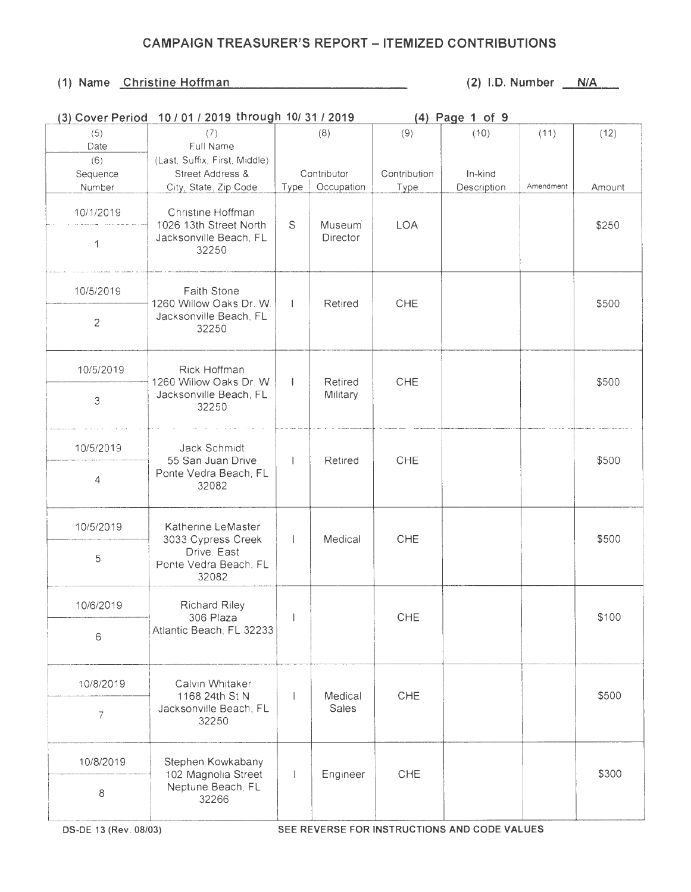# CAMPAIGN TREASURER'S REPORT – ITEMIZED CONTRIBUTIONS

**(1) Name** Christine Hoffman **(2) I.D. Number** N/A

**(3) Cover Period** 10 / 01 / 2019 through 10/ 31 / 2019 **(4) Page** 1 of 9

| (5) Date / (6) Sequence Number | (7) Full Name (Last, Suffix, First, Middle) Street Address & City, State, Zip Code | (8) Contributor Type | Occupation | (9) Contribution Type | (10) In-kind Description | (11) Amendment | (12) Amount |
|---|---|---|---|---|---|---|---|
| 10/1/2019 / 1 | Christine Hoffman 1026 13th Street North Jacksonville Beach, FL 32250 | S | Museum Director | LOA | | | $250 |
| 10/5/2019 / 2 | Faith Stone 1260 Willow Oaks Dr. W. Jacksonville Beach, FL 32250 | I | Retired | CHE | | | $500 |
| 10/5/2019 / 3 | Rick Hoffman 1260 Willow Oaks Dr. W. Jacksonville Beach, FL 32250 | I | Retired Military | CHE | | | $500 |
| 10/5/2019 / 4 | Jack Schmidt 55 San Juan Drive Ponte Vedra Beach, FL 32082 | I | Retired | CHE | | | $500 |
| 10/5/2019 / 5 | Katherine LeMaster 3033 Cypress Creek Drive, East Ponte Vedra Beach, FL 32082 | I | Medical | CHE | | | $500 |
| 10/6/2019 / 6 | Richard Riley 306 Plaza Atlantic Beach, FL 32233 | I | | CHE | | | $100 |
| 10/8/2019 / 7 | Calvin Whitaker 1168 24th St N Jacksonville Beach, FL 32250 | I | Medical Sales | CHE | | | $500 |
| 10/8/2019 / 8 | Stephen Kowkabany 102 Magnolia Street Neptune Beach, FL 32266 | I | Engineer | CHE | | | $300 |

DS-DE 13 (Rev. 08/03) SEE REVERSE FOR INSTRUCTIONS AND CODE VALUES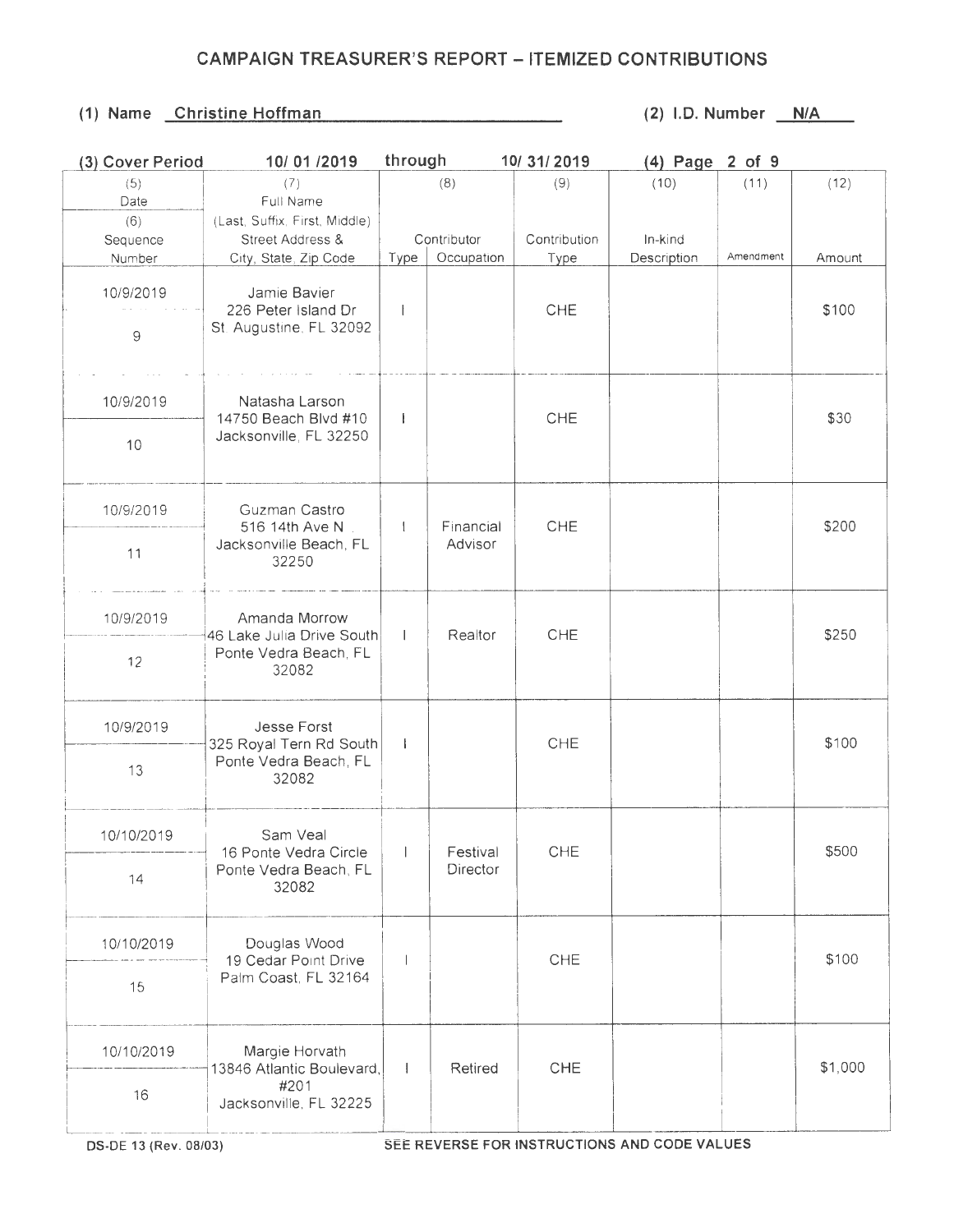## CAMPAIGN TREASURER'S REPORT – ITEMIZED CONTRIBUTIONS

**(1) Name** Christine Hoffman **(2) I.D. Number** N/A

**(3) Cover Period** 10/ 01 /2019 through 10/ 31/ 2019 **(4) Page** 2 of 9

| (5) Date / (6) Sequence Number | (7) Full Name (Last, Suffix, First, Middle) Street Address & City, State, Zip Code | (8) Contributor Type | (8) Contributor Occupation | (9) Contribution Type | (10) In-kind Description | (11) Amendment | (12) Amount |
|---|---|---|---|---|---|---|---|
| 10/9/2019 / 9 | Jamie Bavier 226 Peter Island Dr St. Augustine, FL 32092 | I | | CHE | | | $100 |
| 10/9/2019 / 10 | Natasha Larson 14750 Beach Blvd #10 Jacksonville, FL 32250 | I | | CHE | | | $30 |
| 10/9/2019 / 11 | Guzman Castro 516 14th Ave N Jacksonville Beach, FL 32250 | I | Financial Advisor | CHE | | | $200 |
| 10/9/2019 / 12 | Amanda Morrow 46 Lake Julia Drive South Ponte Vedra Beach, FL 32082 | I | Realtor | CHE | | | $250 |
| 10/9/2019 / 13 | Jesse Forst 325 Royal Tern Rd South Ponte Vedra Beach, FL 32082 | I | | CHE | | | $100 |
| 10/10/2019 / 14 | Sam Veal 16 Ponte Vedra Circle Ponte Vedra Beach, FL 32082 | I | Festival Director | CHE | | | $500 |
| 10/10/2019 / 15 | Douglas Wood 19 Cedar Point Drive Palm Coast, FL 32164 | I | | CHE | | | $100 |
| 10/10/2019 / 16 | Margie Horvath 13846 Atlantic Boulevard, #201 Jacksonville, FL 32225 | I | Retired | CHE | | | $1,000 |

DS-DE 13 (Rev. 08/03) SEE REVERSE FOR INSTRUCTIONS AND CODE VALUES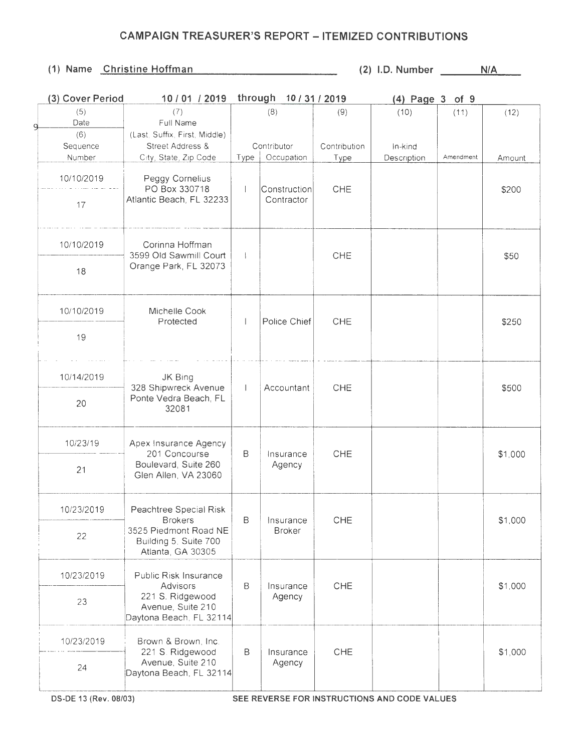# CAMPAIGN TREASURER'S REPORT – ITEMIZED CONTRIBUTIONS

**(1) Name** Christine Hoffman **(2) I.D. Number** N/A

**(3) Cover Period** 10 / 01 / 2019 through 10 / 31 / 2019 **(4) Page** 3 of 9

| (5) Date / (6) Sequence Number | (7) Full Name (Last, Suffix, First, Middle) Street Address & City, State, Zip Code | (8) Contributor Type | (8) Contributor Occupation | (9) Contribution Type | (10) In-kind Description | (11) Amendment | (12) Amount |
|---|---|---|---|---|---|---|---|
| 10/10/2019 / 17 | Peggy Cornelius PO Box 330718 Atlantic Beach, FL 32233 | I | Construction Contractor | CHE | | | $200 |
| 10/10/2019 / 18 | Corinna Hoffman 3599 Old Sawmill Court Orange Park, FL 32073 | I | | CHE | | | $50 |
| 10/10/2019 / 19 | Michelle Cook Protected | I | Police Chief | CHE | | | $250 |
| 10/14/2019 / 20 | JK Bing 328 Shipwreck Avenue Ponte Vedra Beach, FL 32081 | I | Accountant | CHE | | | $500 |
| 10/23/19 / 21 | Apex Insurance Agency 201 Concourse Boulevard, Suite 260 Glen Allen, VA 23060 | B | Insurance Agency | CHE | | | $1,000 |
| 10/23/2019 / 22 | Peachtree Special Risk Brokers 3525 Piedmont Road NE Building 5, Suite 700 Atlanta, GA 30305 | B | Insurance Broker | CHE | | | $1,000 |
| 10/23/2019 / 23 | Public Risk Insurance Advisors 221 S. Ridgewood Avenue, Suite 210 Daytona Beach, FL 32114 | B | Insurance Agency | CHE | | | $1,000 |
| 10/23/2019 / 24 | Brown & Brown, Inc. 221 S. Ridgewood Avenue, Suite 210 Daytona Beach, FL 32114 | B | Insurance Agency | CHE | | | $1,000 |

DS-DE 13 (Rev. 08/03) SEE REVERSE FOR INSTRUCTIONS AND CODE VALUES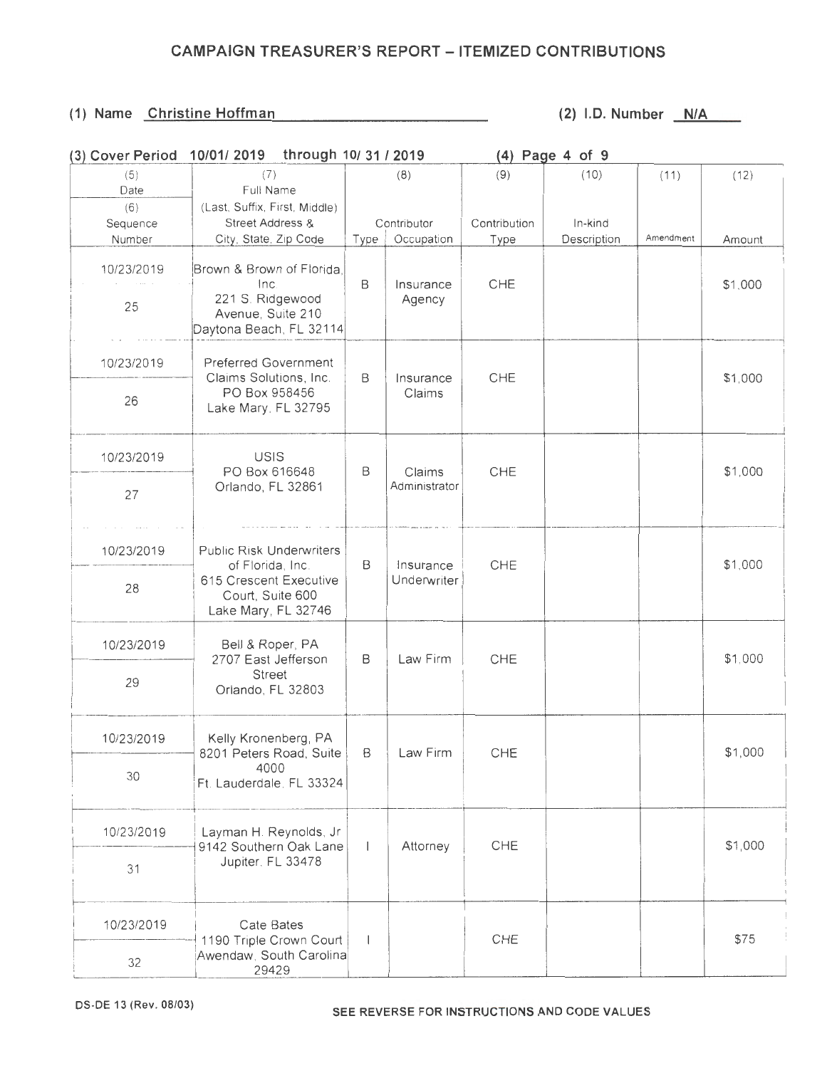# CAMPAIGN TREASURER'S REPORT – ITEMIZED CONTRIBUTIONS

**(1) Name** Christine Hoffman **(2) I.D. Number** N/A

**(3) Cover Period** 10/01/ 2019 through 10/ 31 / 2019 **(4) Page** 4 of 9

| (5) Date / (6) Sequence Number | (7) Full Name (Last, Suffix, First, Middle) Street Address & City, State, Zip Code | (8) Contributor Type | Occupation | (9) Contribution Type | (10) In-kind Description | (11) Amendment | (12) Amount |
|---|---|---|---|---|---|---|---|
| 10/23/2019 / 25 | Brown & Brown of Florida, Inc 221 S. Ridgewood Avenue, Suite 210 Daytona Beach, FL 32114 | B | Insurance Agency | CHE | | | $1,000 |
| 10/23/2019 / 26 | Preferred Government Claims Solutions, Inc. PO Box 958456 Lake Mary, FL 32795 | B | Insurance Claims | CHE | | | $1,000 |
| 10/23/2019 / 27 | USIS PO Box 616648 Orlando, FL 32861 | B | Claims Administrator | CHE | | | $1,000 |
| 10/23/2019 / 28 | Public Risk Underwriters of Florida, Inc. 615 Crescent Executive Court, Suite 600 Lake Mary, FL 32746 | B | Insurance Underwriter | CHE | | | $1,000 |
| 10/23/2019 / 29 | Bell & Roper, PA 2707 East Jefferson Street Orlando, FL 32803 | B | Law Firm | CHE | | | $1,000 |
| 10/23/2019 / 30 | Kelly Kronenberg, PA 8201 Peters Road, Suite 4000 Ft. Lauderdale, FL 33324 | B | Law Firm | CHE | | | $1,000 |
| 10/23/2019 / 31 | Layman H. Reynolds, Jr 9142 Southern Oak Lane Jupiter, FL 33478 | I | Attorney | CHE | | | $1,000 |
| 10/23/2019 / 32 | Cate Bates 1190 Triple Crown Court Awendaw, South Carolina 29429 | I | | CHE | | | $75 |

DS-DE 13 (Rev. 08/03)

SEE REVERSE FOR INSTRUCTIONS AND CODE VALUES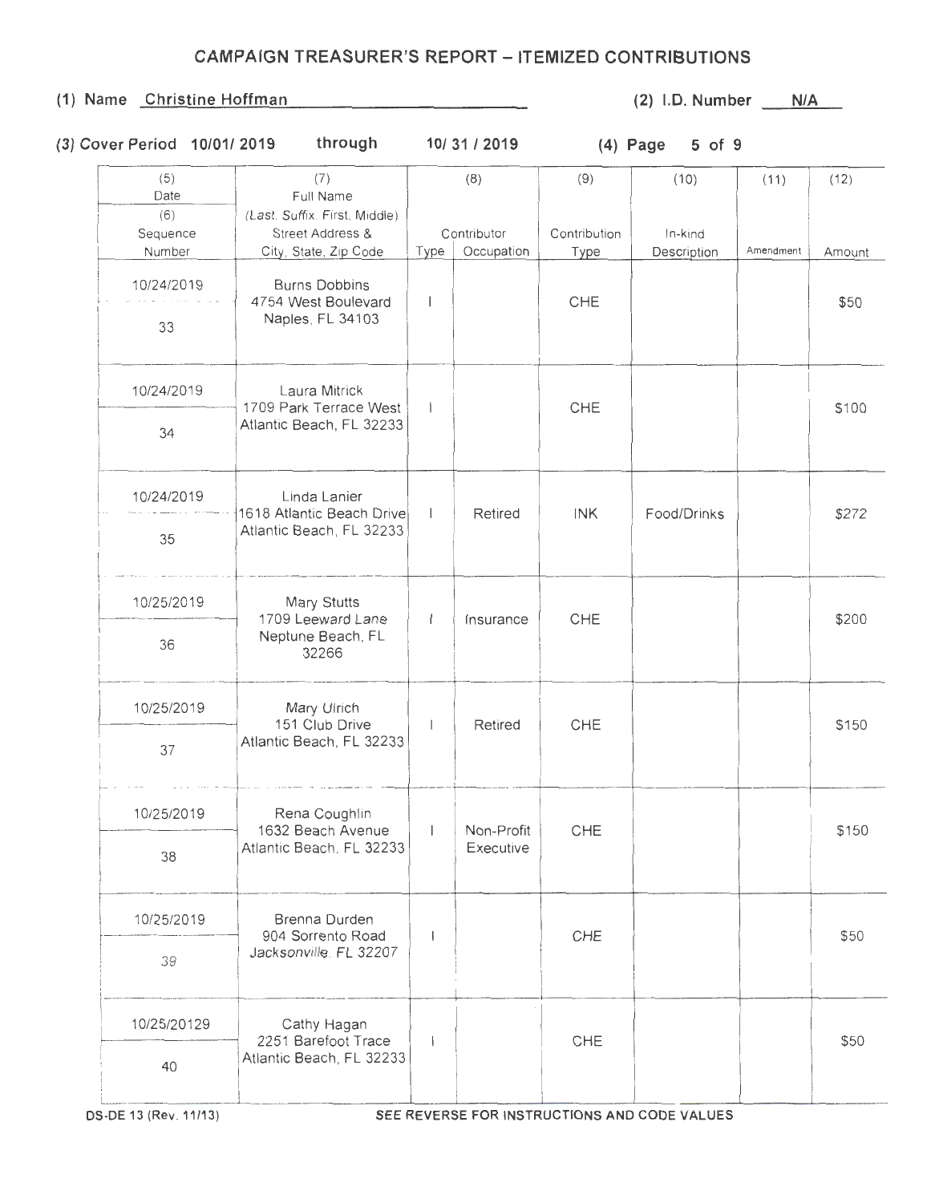# CAMPAIGN TREASURER'S REPORT – ITEMIZED CONTRIBUTIONS

**(1) Name** Christine Hoffman **(2) I.D. Number** N/A

**(3) Cover Period** 10/01/ 2019 through 10/ 31 / 2019 **(4) Page** 5 of 9

| (5) Date / (6) Sequence Number | (7) Full Name (Last, Suffix, First, Middle) Street Address & City, State, Zip Code | (8) Contributor Type | (8) Contributor Occupation | (9) Contribution Type | (10) In-kind Description | (11) Amendment | (12) Amount |
|---|---|---|---|---|---|---|---|
| 10/24/2019 / 33 | Burns Dobbins 4754 West Boulevard Naples, FL 34103 | I | | CHE | | | $50 |
| 10/24/2019 / 34 | Laura Mitrick 1709 Park Terrace West Atlantic Beach, FL 32233 | I | | CHE | | | $100 |
| 10/24/2019 / 35 | Linda Lanier 1618 Atlantic Beach Drive Atlantic Beach, FL 32233 | I | Retired | INK | Food/Drinks | | $272 |
| 10/25/2019 / 36 | Mary Stutts 1709 Leeward Lane Neptune Beach, FL 32266 | I | Insurance | CHE | | | $200 |
| 10/25/2019 / 37 | Mary Ulrich 151 Club Drive Atlantic Beach, FL 32233 | I | Retired | CHE | | | $150 |
| 10/25/2019 / 38 | Rena Coughlin 1632 Beach Avenue Atlantic Beach, FL 32233 | I | Non-Profit Executive | CHE | | | $150 |
| 10/25/2019 / 39 | Brenna Durden 904 Sorrento Road Jacksonville, FL 32207 | I | | CHE | | | $50 |
| 10/25/20129 / 40 | Cathy Hagan 2251 Barefoot Trace Atlantic Beach, FL 32233 | I | | CHE | | | $50 |

DS-DE 13 (Rev. 11/13) SEE REVERSE FOR INSTRUCTIONS AND CODE VALUES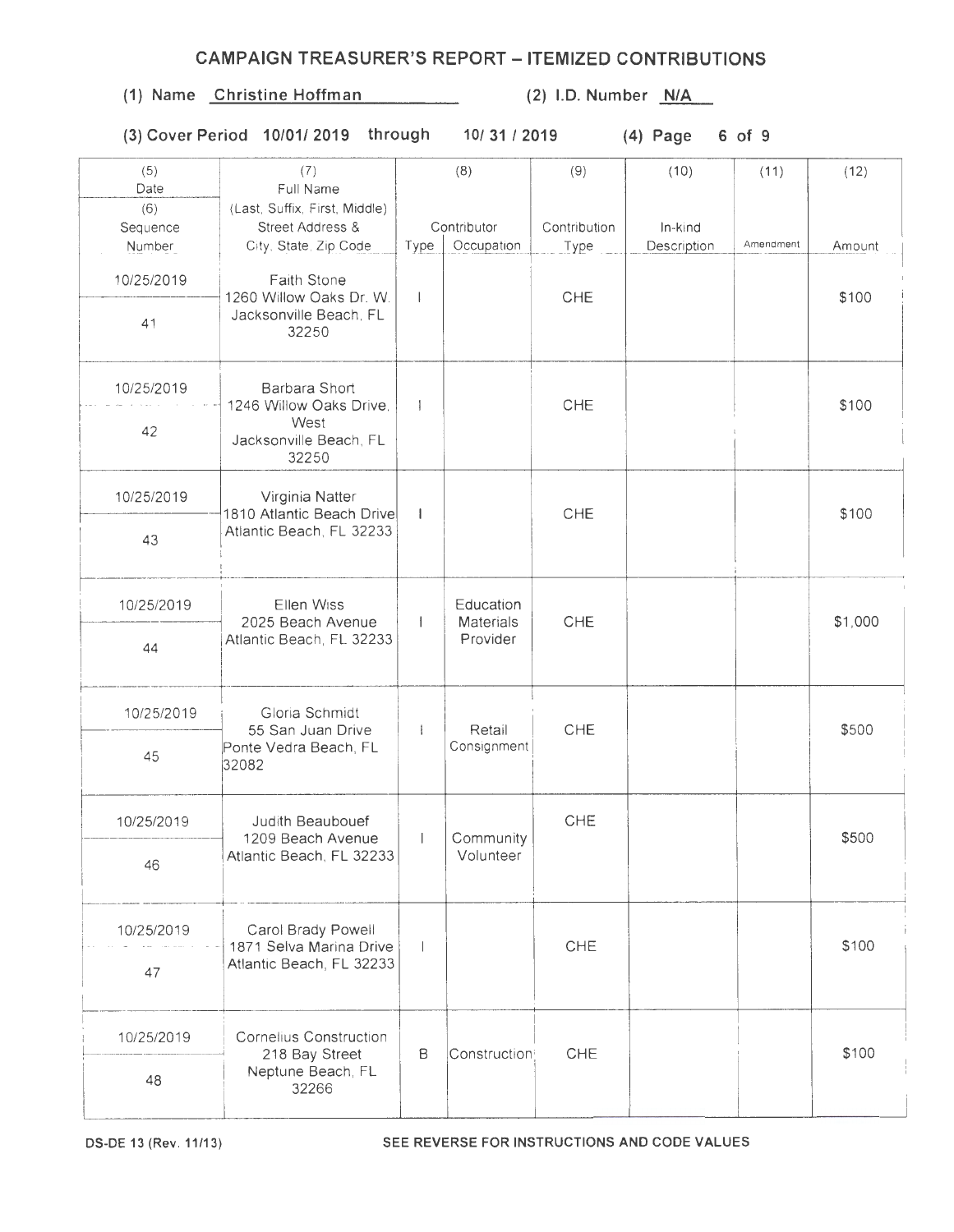## CAMPAIGN TREASURER'S REPORT – ITEMIZED CONTRIBUTIONS

(1) Name Christine Hoffman (2) I.D. Number N/A

(3) Cover Period 10/01/ 2019 through 10/ 31 / 2019 (4) Page 6 of 9

| (5) Date / (6) Sequence Number | (7) Full Name (Last, Suffix, First, Middle) Street Address & City, State, Zip Code | (8) Contributor Type | (8) Contributor Occupation | (9) Contribution Type | (10) In-kind Description | (11) Amendment | (12) Amount |
|---|---|---|---|---|---|---|---|
| 10/25/2019 / 41 | Faith Stone 1260 Willow Oaks Dr. W. Jacksonville Beach, FL 32250 | I | | CHE | | | $100 |
| 10/25/2019 / 42 | Barbara Short 1246 Willow Oaks Drive, West Jacksonville Beach, FL 32250 | I | | CHE | | | $100 |
| 10/25/2019 / 43 | Virginia Natter 1810 Atlantic Beach Drive Atlantic Beach, FL 32233 | I | | CHE | | | $100 |
| 10/25/2019 / 44 | Ellen Wiss 2025 Beach Avenue Atlantic Beach, FL 32233 | I | Education Materials Provider | CHE | | | $1,000 |
| 10/25/2019 / 45 | Gloria Schmidt 55 San Juan Drive Ponte Vedra Beach, FL 32082 | I | Retail Consignment | CHE | | | $500 |
| 10/25/2019 / 46 | Judith Beaubouef 1209 Beach Avenue Atlantic Beach, FL 32233 | I | Community Volunteer | CHE | | | $500 |
| 10/25/2019 / 47 | Carol Brady Powell 1871 Selva Marina Drive Atlantic Beach, FL 32233 | I | | CHE | | | $100 |
| 10/25/2019 / 48 | Cornelius Construction 218 Bay Street Neptune Beach, FL 32266 | B | Construction | CHE | | | $100 |

DS-DE 13 (Rev. 11/13) SEE REVERSE FOR INSTRUCTIONS AND CODE VALUES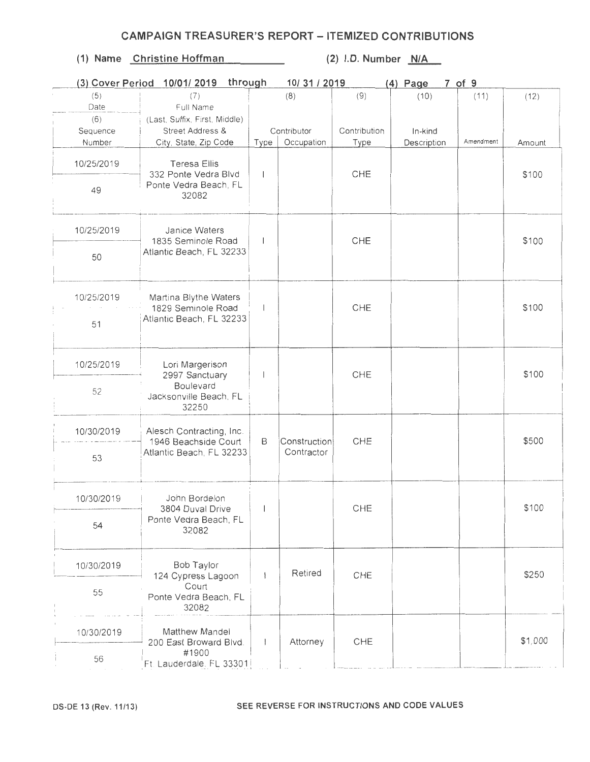# CAMPAIGN TREASURER'S REPORT – ITEMIZED CONTRIBUTIONS

**(1) Name** Christine Hoffman **(2) I.D. Number** N/A

**(3) Cover Period** 10/01/ 2019 **through** 10/ 31 / 2019 **(4) Page** 7 of 9

| (5) Date / (6) Sequence Number | (7) Full Name (Last, Suffix, First, Middle) Street Address & City, State, Zip Code | (8) Contributor Type | (8) Contributor Occupation | (9) Contribution Type | (10) In-kind Description | (11) Amendment | (12) Amount |
|---|---|---|---|---|---|---|---|
| 10/25/2019 / 49 | Teresa Ellis 332 Ponte Vedra Blvd Ponte Vedra Beach, FL 32082 | I | | CHE | | | $100 |
| 10/25/2019 / 50 | Janice Waters 1835 Seminole Road Atlantic Beach, FL 32233 | I | | CHE | | | $100 |
| 10/25/2019 / 51 | Martina Blythe Waters 1829 Seminole Road Atlantic Beach, FL 32233 | I | | CHE | | | $100 |
| 10/25/2019 / 52 | Lori Margerison 2997 Sanctuary Boulevard Jacksonville Beach, FL 32250 | I | | CHE | | | $100 |
| 10/30/2019 / 53 | Alesch Contracting, Inc. 1946 Beachside Court Atlantic Beach, FL 32233 | B | Construction Contractor | CHE | | | $500 |
| 10/30/2019 / 54 | John Bordelon 3804 Duval Drive Ponte Vedra Beach, FL 32082 | I | | CHE | | | $100 |
| 10/30/2019 / 55 | Bob Taylor 124 Cypress Lagoon Court Ponte Vedra Beach, FL 32082 | I | Retired | CHE | | | $250 |
| 10/30/2019 / 56 | Matthew Mandel 200 East Broward Blvd. #1900 Ft Lauderdale, FL 33301 | I | Attorney | CHE | | | $1,000 |

DS-DE 13 (Rev. 11/13) SEE REVERSE FOR INSTRUCTIONS AND CODE VALUES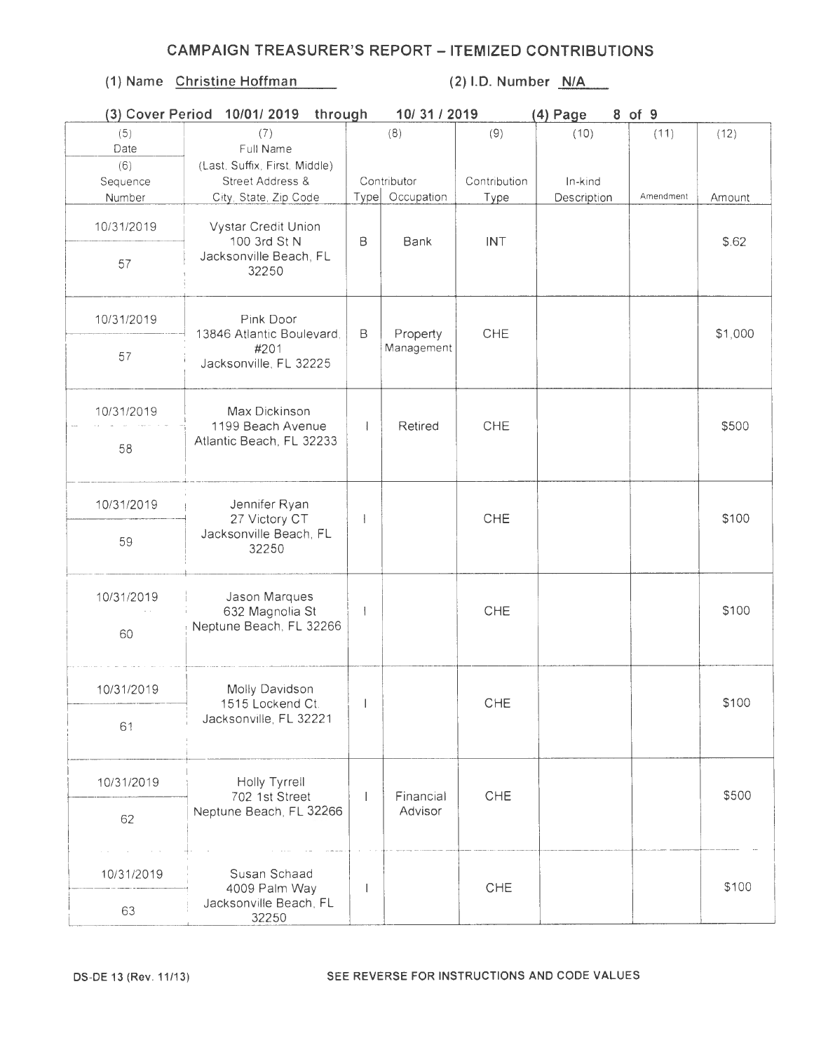# CAMPAIGN TREASURER'S REPORT – ITEMIZED CONTRIBUTIONS

(1) Name Christine Hoffman (2) I.D. Number N/A

(3) Cover Period 10/01/ 2019 through 10/ 31 / 2019 (4) Page 8 of 9

| (5) Date / (6) Sequence Number | (7) Full Name (Last, Suffix, First, Middle) Street Address & City, State, Zip Code | (8) Contributor Type | (8) Contributor Occupation | (9) Contribution Type | (10) In-kind Description | (11) Amendment | (12) Amount |
|---|---|---|---|---|---|---|---|
| 10/31/2019 / 57 | Vystar Credit Union 100 3rd St N Jacksonville Beach, FL 32250 | B | Bank | INT | | | $.62 |
| 10/31/2019 / 57 | Pink Door 13846 Atlantic Boulevard, #201 Jacksonville, FL 32225 | B | Property Management | CHE | | | $1,000 |
| 10/31/2019 / 58 | Max Dickinson 1199 Beach Avenue Atlantic Beach, FL 32233 | I | Retired | CHE | | | $500 |
| 10/31/2019 / 59 | Jennifer Ryan 27 Victory CT Jacksonville Beach, FL 32250 | I | | CHE | | | $100 |
| 10/31/2019 / 60 | Jason Marques 632 Magnolia St Neptune Beach, FL 32266 | I | | CHE | | | $100 |
| 10/31/2019 / 61 | Molly Davidson 1515 Lockend Ct. Jacksonville, FL 32221 | I | | CHE | | | $100 |
| 10/31/2019 / 62 | Holly Tyrrell 702 1st Street Neptune Beach, FL 32266 | I | Financial Advisor | CHE | | | $500 |
| 10/31/2019 / 63 | Susan Schaad 4009 Palm Way Jacksonville Beach, FL 32250 | I | | CHE | | | $100 |

DS-DE 13 (Rev. 11/13) SEE REVERSE FOR INSTRUCTIONS AND CODE VALUES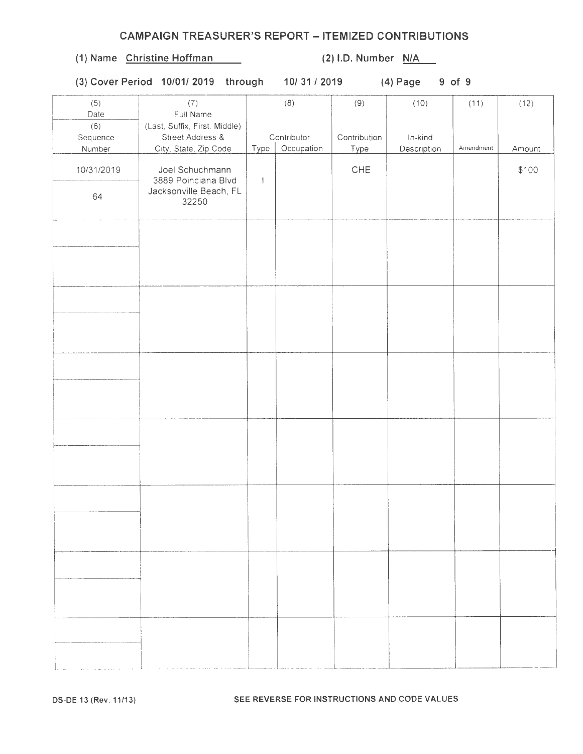## CAMPAIGN TREASURER'S REPORT – ITEMIZED CONTRIBUTIONS

(1) Name Christine Hoffman (2) I.D. Number N/A

(3) Cover Period 10/01/ 2019 through 10/ 31 / 2019 (4) Page 9 of 9

| (5) Date / (6) Sequence Number | (7) Full Name (Last, Suffix, First, Middle) Street Address & City, State, Zip Code | (8) Contributor Type | (8) Contributor Occupation | (9) Contribution Type | (10) In-kind Description | (11) Amendment | (12) Amount |
|---|---|---|---|---|---|---|---|
| 10/31/2019 / 64 | Joel Schuchmann 3889 Poinciana Blvd Jacksonville Beach, FL 32250 | I | | CHE | | | $100 |
| | | | | | | | |
| | | | | | | | |
| | | | | | | | |
| | | | | | | | |
| | | | | | | | |
| | | | | | | | |
| | | | | | | | |

DS-DE 13 (Rev. 11/13) SEE REVERSE FOR INSTRUCTIONS AND CODE VALUES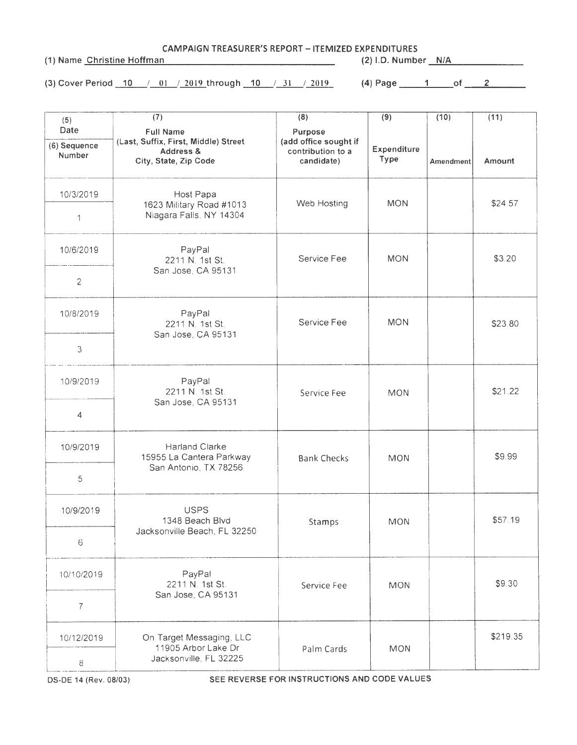# CAMPAIGN TREASURER'S REPORT – ITEMIZED EXPENDITURES

(1) Name Christine Hoffman (2) I.D. Number N/A

(3) Cover Period 10 / 01 / 2019 through 10 / 31 / 2019 (4) Page 1 of 2

| (5) Date / (6) Sequence Number | (7) Full Name (Last, Suffix, First, Middle) Street Address & City, State, Zip Code | (8) Purpose (add office sought if contribution to a candidate) | (9) Expenditure Type | (10) Amendment | (11) Amount |
|---|---|---|---|---|---|
| 10/3/2019<br>1 | Host Papa<br>1623 Military Road #1013<br>Niagara Falls, NY 14304 | Web Hosting | MON | | $24.57 |
| 10/6/2019<br>2 | PayPal<br>2211 N. 1st St.<br>San Jose, CA 95131 | Service Fee | MON | | $3.20 |
| 10/8/2019<br>3 | PayPal<br>2211 N. 1st St.<br>San Jose, CA 95131 | Service Fee | MON | | $23.80 |
| 10/9/2019<br>4 | PayPal<br>2211 N. 1st St.<br>San Jose, CA 95131 | Service Fee | MON | | $21.22 |
| 10/9/2019<br>5 | Harland Clarke<br>15955 La Cantera Parkway<br>San Antonio, TX 78256 | Bank Checks | MON | | $9.99 |
| 10/9/2019<br>6 | USPS<br>1348 Beach Blvd<br>Jacksonville Beach, FL 32250 | Stamps | MON | | $57.19 |
| 10/10/2019<br>7 | PayPal<br>2211 N. 1st St.<br>San Jose, CA 95131 | Service Fee | MON | | $9.30 |
| 10/12/2019<br>8 | On Target Messaging, LLC<br>11905 Arbor Lake Dr<br>Jacksonville, FL 32225 | Palm Cards | MON | | $219.35 |

DS-DE 14 (Rev. 08/03) SEE REVERSE FOR INSTRUCTIONS AND CODE VALUES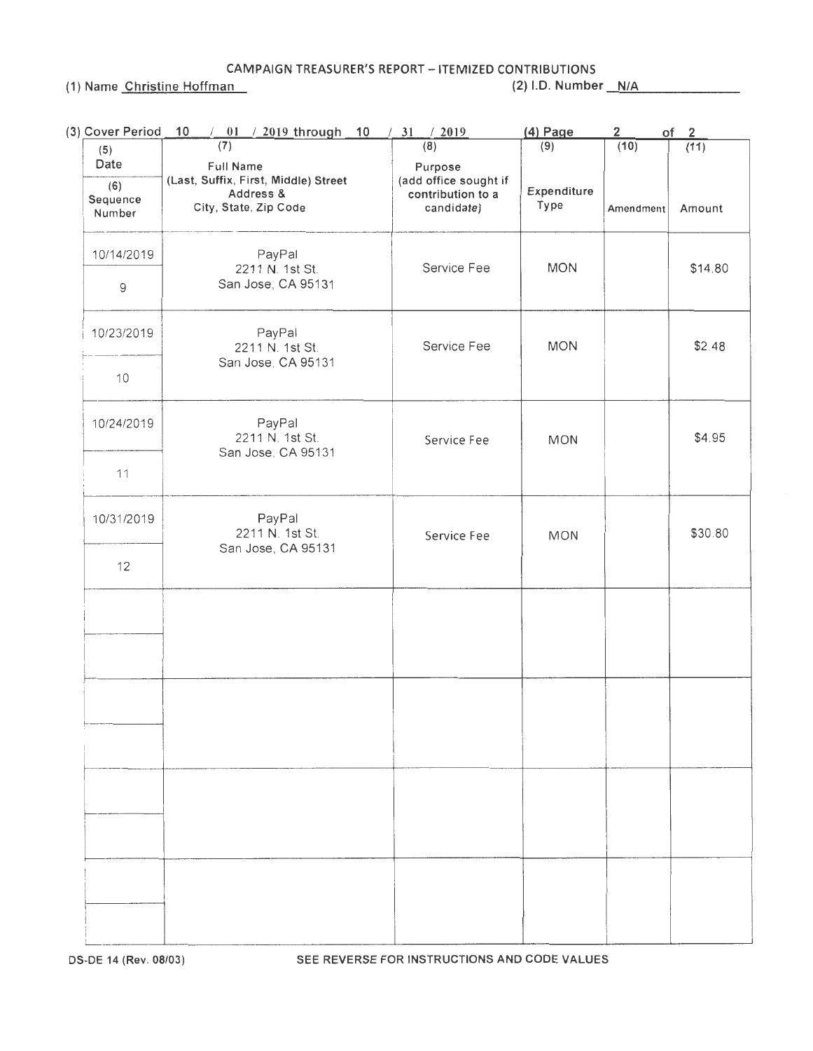CAMPAIGN TREASURER'S REPORT – ITEMIZED CONTRIBUTIONS

(1) Name Christine Hoffman (2) I.D. Number N/A

(3) Cover Period 10 / 01 / 2019 through 10 / 31 / 2019 (4) Page 2 of 2

| (5) Date / (6) Sequence Number | (7) Full Name (Last, Suffix, First, Middle) Street Address & City, State, Zip Code | (8) Purpose (add office sought if contribution to a candidate) | (9) Expenditure Type | (10) Amendment | (11) Amount |
|---|---|---|---|---|---|
| 10/14/2019<br>9 | PayPal<br>2211 N. 1st St.<br>San Jose, CA 95131 | Service Fee | MON | | $14.80 |
| 10/23/2019<br>10 | PayPal<br>2211 N. 1st St.<br>San Jose, CA 95131 | Service Fee | MON | | $2.48 |
| 10/24/2019<br>11 | PayPal<br>2211 N. 1st St.<br>San Jose, CA 95131 | Service Fee | MON | | $4.95 |
| 10/31/2019<br>12 | PayPal<br>2211 N. 1st St.<br>San Jose, CA 95131 | Service Fee | MON | | $30.80 |
| | | | | | |
| | | | | | |
| | | | | | |
| | | | | | |

DS-DE 14 (Rev. 08/03) SEE REVERSE FOR INSTRUCTIONS AND CODE VALUES